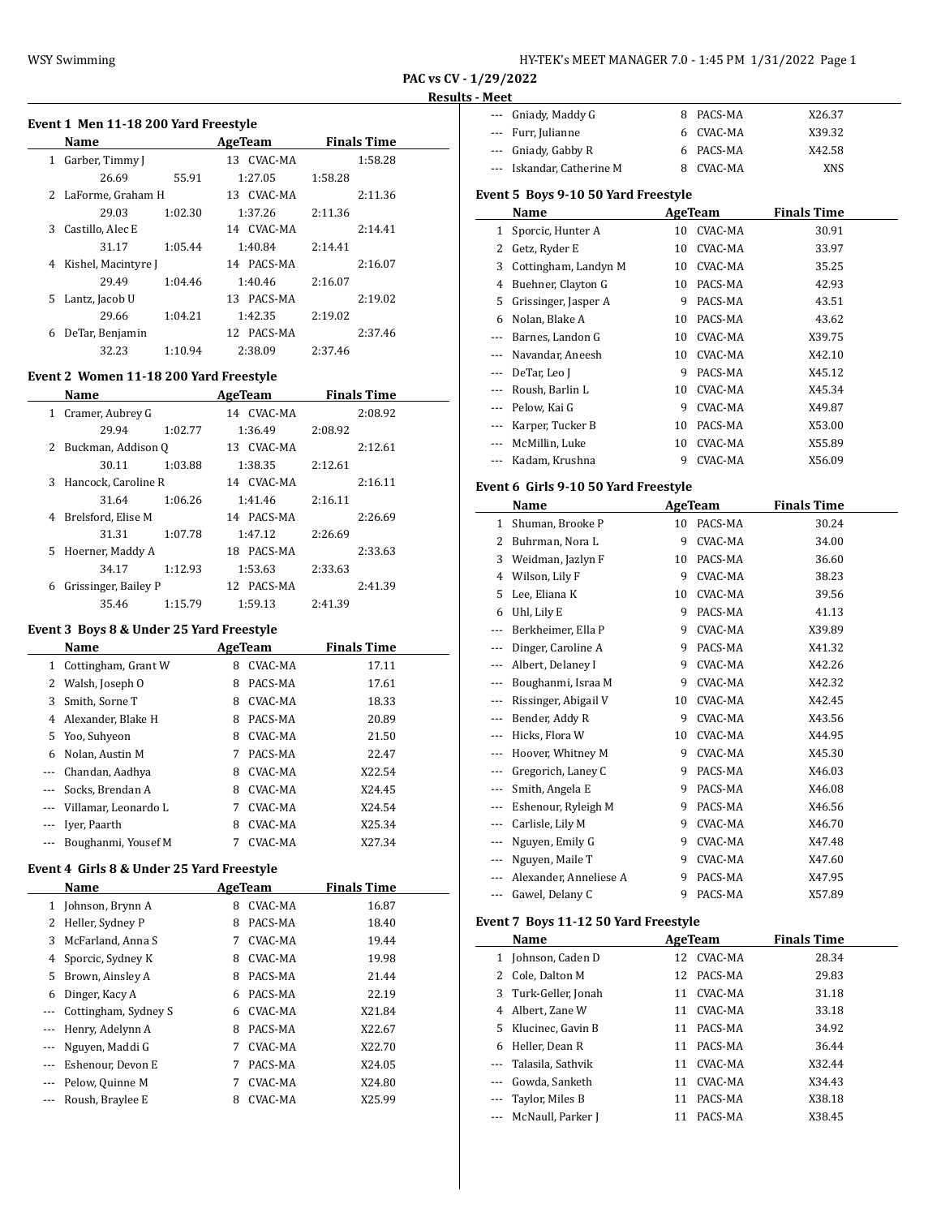**PAC vs CV - 1/29/2022**

**Results - Meet**

### Event 1 Men 11-18 200 Yard Freestyle

| | Name | Age | Team | Finals Time |
|---|---|---|---|---|
| 1 | Garber, Timmy J | 13 | CVAC-MA | 1:58.28 |
| | 26.69 / 55.91 / 1:27.05 / 1:58.28 | | | |
| 2 | LaForme, Graham H | 13 | CVAC-MA | 2:11.36 |
| | 29.03 / 1:02.30 / 1:37.26 / 2:11.36 | | | |
| 3 | Castillo, Alec E | 14 | CVAC-MA | 2:14.41 |
| | 31.17 / 1:05.44 / 1:40.84 / 2:14.41 | | | |
| 4 | Kishel, Macintyre J | 14 | PACS-MA | 2:16.07 |
| | 29.49 / 1:04.46 / 1:40.46 / 2:16.07 | | | |
| 5 | Lantz, Jacob U | 13 | PACS-MA | 2:19.02 |
| | 29.66 / 1:04.21 / 1:42.35 / 2:19.02 | | | |
| 6 | DeTar, Benjamin | 12 | PACS-MA | 2:37.46 |
| | 32.23 / 1:10.94 / 2:38.09 / 2:37.46 | | | |

### Event 2 Women 11-18 200 Yard Freestyle

| | Name | Age | Team | Finals Time |
|---|---|---|---|---|
| 1 | Cramer, Aubrey G | 14 | CVAC-MA | 2:08.92 |
| | 29.94 / 1:02.77 / 1:36.49 / 2:08.92 | | | |
| 2 | Buckman, Addison Q | 13 | CVAC-MA | 2:12.61 |
| | 30.11 / 1:03.88 / 1:38.35 / 2:12.61 | | | |
| 3 | Hancock, Caroline R | 14 | CVAC-MA | 2:16.11 |
| | 31.64 / 1:06.26 / 1:41.46 / 2:16.11 | | | |
| 4 | Brelsford, Elise M | 14 | PACS-MA | 2:26.69 |
| | 31.31 / 1:07.78 / 1:47.12 / 2:26.69 | | | |
| 5 | Hoerner, Maddy A | 18 | PACS-MA | 2:33.63 |
| | 34.17 / 1:12.93 / 1:53.63 / 2:33.63 | | | |
| 6 | Grissinger, Bailey P | 12 | PACS-MA | 2:41.39 |
| | 35.46 / 1:15.79 / 1:59.13 / 2:41.39 | | | |

### Event 3 Boys 8 & Under 25 Yard Freestyle

| | Name | Age | Team | Finals Time |
|---|---|---|---|---|
| 1 | Cottingham, Grant W | 8 | CVAC-MA | 17.11 |
| 2 | Walsh, Joseph O | 8 | PACS-MA | 17.61 |
| 3 | Smith, Sorne T | 8 | CVAC-MA | 18.33 |
| 4 | Alexander, Blake H | 8 | PACS-MA | 20.89 |
| 5 | Yoo, Suhyeon | 8 | CVAC-MA | 21.50 |
| 6 | Nolan, Austin M | 7 | PACS-MA | 22.47 |
| --- | Chandan, Aadhya | 8 | CVAC-MA | X22.54 |
| --- | Socks, Brendan A | 8 | CVAC-MA | X24.45 |
| --- | Villamar, Leonardo L | 7 | CVAC-MA | X24.54 |
| --- | Iyer, Paarth | 8 | CVAC-MA | X25.34 |
| --- | Boughanmi, Yousef M | 7 | CVAC-MA | X27.34 |

### Event 4 Girls 8 & Under 25 Yard Freestyle

| | Name | Age | Team | Finals Time |
|---|---|---|---|---|
| 1 | Johnson, Brynn A | 8 | CVAC-MA | 16.87 |
| 2 | Heller, Sydney P | 8 | PACS-MA | 18.40 |
| 3 | McFarland, Anna S | 7 | CVAC-MA | 19.44 |
| 4 | Sporcic, Sydney K | 8 | CVAC-MA | 19.98 |
| 5 | Brown, Ainsley A | 8 | PACS-MA | 21.44 |
| 6 | Dinger, Kacy A | 6 | PACS-MA | 22.19 |
| --- | Cottingham, Sydney S | 6 | CVAC-MA | X21.84 |
| --- | Henry, Adelynn A | 8 | PACS-MA | X22.67 |
| --- | Nguyen, Maddi G | 7 | CVAC-MA | X22.70 |
| --- | Eshenour, Devon E | 7 | PACS-MA | X24.05 |
| --- | Pelow, Quinne M | 7 | CVAC-MA | X24.80 |
| --- | Roush, Braylee E | 8 | CVAC-MA | X25.99 |
| --- | Gniady, Maddy G | 8 | PACS-MA | X26.37 |
| --- | Furr, Julianne | 6 | CVAC-MA | X39.32 |
| --- | Gniady, Gabby R | 6 | PACS-MA | X42.58 |
| --- | Iskandar, Catherine M | 8 | CVAC-MA | XNS |

### Event 5 Boys 9-10 50 Yard Freestyle

| | Name | Age | Team | Finals Time |
|---|---|---|---|---|
| 1 | Sporcic, Hunter A | 10 | CVAC-MA | 30.91 |
| 2 | Getz, Ryder E | 10 | CVAC-MA | 33.97 |
| 3 | Cottingham, Landyn M | 10 | CVAC-MA | 35.25 |
| 4 | Buehner, Clayton G | 10 | PACS-MA | 42.93 |
| 5 | Grissinger, Jasper A | 9 | PACS-MA | 43.51 |
| 6 | Nolan, Blake A | 10 | PACS-MA | 43.62 |
| --- | Barnes, Landon G | 10 | CVAC-MA | X39.75 |
| --- | Navandar, Aneesh | 10 | CVAC-MA | X42.10 |
| --- | DeTar, Leo J | 9 | PACS-MA | X45.12 |
| --- | Roush, Barlin L | 10 | CVAC-MA | X45.34 |
| --- | Pelow, Kai G | 9 | CVAC-MA | X49.87 |
| --- | Karper, Tucker B | 10 | PACS-MA | X53.00 |
| --- | McMillin, Luke | 10 | CVAC-MA | X55.89 |
| --- | Kadam, Krushna | 9 | CVAC-MA | X56.09 |

### Event 6 Girls 9-10 50 Yard Freestyle

| | Name | Age | Team | Finals Time |
|---|---|---|---|---|
| 1 | Shuman, Brooke P | 10 | PACS-MA | 30.24 |
| 2 | Buhrman, Nora L | 9 | CVAC-MA | 34.00 |
| 3 | Weidman, Jazlyn F | 10 | PACS-MA | 36.60 |
| 4 | Wilson, Lily F | 9 | CVAC-MA | 38.23 |
| 5 | Lee, Eliana K | 10 | CVAC-MA | 39.56 |
| 6 | Uhl, Lily E | 9 | PACS-MA | 41.13 |
| --- | Berkheimer, Ella P | 9 | CVAC-MA | X39.89 |
| --- | Dinger, Caroline A | 9 | PACS-MA | X41.32 |
| --- | Albert, Delaney I | 9 | CVAC-MA | X42.26 |
| --- | Boughanmi, Israa M | 9 | CVAC-MA | X42.32 |
| --- | Rissinger, Abigail V | 10 | CVAC-MA | X42.45 |
| --- | Bender, Addy R | 9 | CVAC-MA | X43.56 |
| --- | Hicks, Flora W | 10 | CVAC-MA | X44.95 |
| --- | Hoover, Whitney M | 9 | CVAC-MA | X45.30 |
| --- | Gregorich, Laney C | 9 | PACS-MA | X46.03 |
| --- | Smith, Angela E | 9 | PACS-MA | X46.08 |
| --- | Eshenour, Ryleigh M | 9 | PACS-MA | X46.56 |
| --- | Carlisle, Lily M | 9 | CVAC-MA | X46.70 |
| --- | Nguyen, Emily G | 9 | CVAC-MA | X47.48 |
| --- | Nguyen, Maile T | 9 | CVAC-MA | X47.60 |
| --- | Alexander, Anneliese A | 9 | PACS-MA | X47.95 |
| --- | Gawel, Delany C | 9 | PACS-MA | X57.89 |

### Event 7 Boys 11-12 50 Yard Freestyle

| | Name | Age | Team | Finals Time |
|---|---|---|---|---|
| 1 | Johnson, Caden D | 12 | CVAC-MA | 28.34 |
| 2 | Cole, Dalton M | 12 | PACS-MA | 29.83 |
| 3 | Turk-Geller, Jonah | 11 | CVAC-MA | 31.18 |
| 4 | Albert, Zane W | 11 | CVAC-MA | 33.18 |
| 5 | Klucinec, Gavin B | 11 | PACS-MA | 34.92 |
| 6 | Heller, Dean R | 11 | PACS-MA | 36.44 |
| --- | Talasila, Sathvik | 11 | CVAC-MA | X32.44 |
| --- | Gowda, Sanketh | 11 | CVAC-MA | X34.43 |
| --- | Taylor, Miles B | 11 | PACS-MA | X38.18 |
| --- | McNaull, Parker J | 11 | PACS-MA | X38.45 |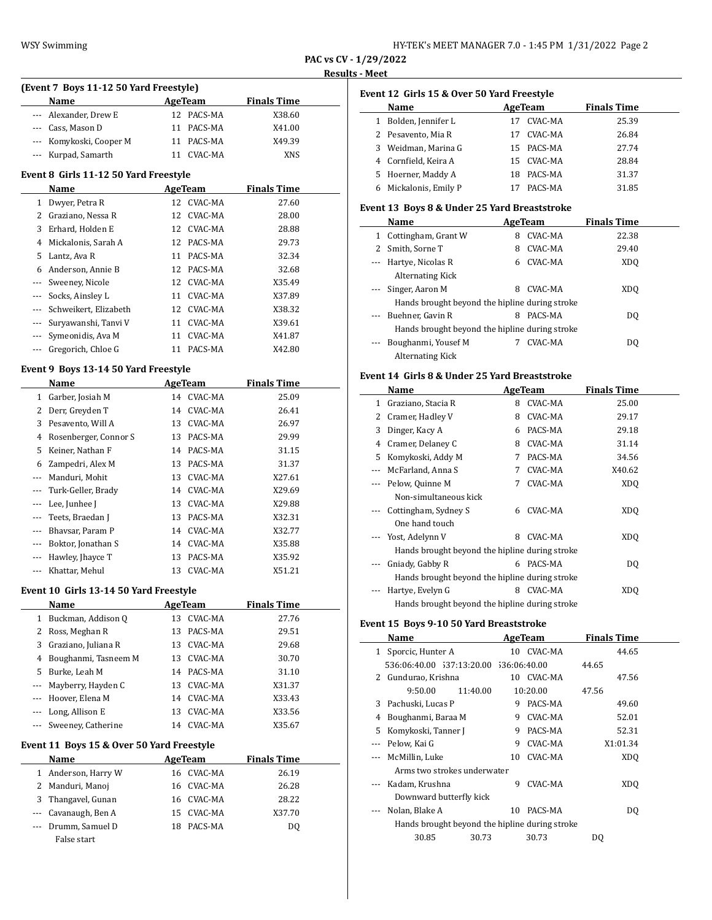PAC vs CV - 1/29/2022

Results - Meet

### (Event 7 Boys 11-12 50 Yard Freestyle)

| | Name | Age | Team | Finals Time |
|---|---|---|---|---|
| --- | Alexander, Drew E | 12 | PACS-MA | X38.60 |
| --- | Cass, Mason D | 11 | PACS-MA | X41.00 |
| --- | Komykoski, Cooper M | 11 | PACS-MA | X49.39 |
| --- | Kurpad, Samarth | 11 | CVAC-MA | XNS |

### Event 8 Girls 11-12 50 Yard Freestyle

| | Name | Age | Team | Finals Time |
|---|---|---|---|---|
| 1 | Dwyer, Petra R | 12 | CVAC-MA | 27.60 |
| 2 | Graziano, Nessa R | 12 | CVAC-MA | 28.00 |
| 3 | Erhard, Holden E | 12 | CVAC-MA | 28.88 |
| 4 | Mickalonis, Sarah A | 12 | PACS-MA | 29.73 |
| 5 | Lantz, Ava R | 11 | PACS-MA | 32.34 |
| 6 | Anderson, Annie B | 12 | PACS-MA | 32.68 |
| --- | Sweeney, Nicole | 12 | CVAC-MA | X35.49 |
| --- | Socks, Ainsley L | 11 | CVAC-MA | X37.89 |
| --- | Schweikert, Elizabeth | 12 | CVAC-MA | X38.32 |
| --- | Suryawanshi, Tanvi V | 11 | CVAC-MA | X39.61 |
| --- | Symeonidis, Ava M | 11 | CVAC-MA | X41.87 |
| --- | Gregorich, Chloe G | 11 | PACS-MA | X42.80 |

### Event 9 Boys 13-14 50 Yard Freestyle

| | Name | Age | Team | Finals Time |
|---|---|---|---|---|
| 1 | Garber, Josiah M | 14 | CVAC-MA | 25.09 |
| 2 | Derr, Greyden T | 14 | CVAC-MA | 26.41 |
| 3 | Pesavento, Will A | 13 | CVAC-MA | 26.97 |
| 4 | Rosenberger, Connor S | 13 | PACS-MA | 29.99 |
| 5 | Keiner, Nathan F | 14 | PACS-MA | 31.15 |
| 6 | Zampedri, Alex M | 13 | PACS-MA | 31.37 |
| --- | Manduri, Mohit | 13 | CVAC-MA | X27.61 |
| --- | Turk-Geller, Brady | 14 | CVAC-MA | X29.69 |
| --- | Lee, Junhee J | 13 | CVAC-MA | X29.88 |
| --- | Teets, Braedan J | 13 | PACS-MA | X32.31 |
| --- | Bhavsar, Param P | 14 | CVAC-MA | X32.77 |
| --- | Boktor, Jonathan S | 14 | CVAC-MA | X35.88 |
| --- | Hawley, Jhayce T | 13 | PACS-MA | X35.92 |
| --- | Khattar, Mehul | 13 | CVAC-MA | X51.21 |

### Event 10 Girls 13-14 50 Yard Freestyle

| | Name | Age | Team | Finals Time |
|---|---|---|---|---|
| 1 | Buckman, Addison Q | 13 | CVAC-MA | 27.76 |
| 2 | Ross, Meghan R | 13 | PACS-MA | 29.51 |
| 3 | Graziano, Juliana R | 13 | CVAC-MA | 29.68 |
| 4 | Boughanmi, Tasneem M | 13 | CVAC-MA | 30.70 |
| 5 | Burke, Leah M | 14 | PACS-MA | 31.10 |
| --- | Mayberry, Hayden C | 13 | CVAC-MA | X31.37 |
| --- | Hoover, Elena M | 14 | CVAC-MA | X33.43 |
| --- | Long, Allison E | 13 | CVAC-MA | X33.56 |
| --- | Sweeney, Catherine | 14 | CVAC-MA | X35.67 |

### Event 11 Boys 15 & Over 50 Yard Freestyle

| | Name | Age | Team | Finals Time |
|---|---|---|---|---|
| 1 | Anderson, Harry W | 16 | CVAC-MA | 26.19 |
| 2 | Manduri, Manoj | 16 | CVAC-MA | 26.28 |
| 3 | Thangavel, Gunan | 16 | CVAC-MA | 28.22 |
| --- | Cavanaugh, Ben A | 15 | CVAC-MA | X37.70 |
| --- | Drumm, Samuel D | 18 | PACS-MA | DQ |
| | False start | | | |

### Event 12 Girls 15 & Over 50 Yard Freestyle

| | Name | Age | Team | Finals Time |
|---|---|---|---|---|
| 1 | Bolden, Jennifer L | 17 | CVAC-MA | 25.39 |
| 2 | Pesavento, Mia R | 17 | CVAC-MA | 26.84 |
| 3 | Weidman, Marina G | 15 | PACS-MA | 27.74 |
| 4 | Cornfield, Keira A | 15 | CVAC-MA | 28.84 |
| 5 | Hoerner, Maddy A | 18 | PACS-MA | 31.37 |
| 6 | Mickalonis, Emily P | 17 | PACS-MA | 31.85 |

### Event 13 Boys 8 & Under 25 Yard Breaststroke

| | Name | Age | Team | Finals Time |
|---|---|---|---|---|
| 1 | Cottingham, Grant W | 8 | CVAC-MA | 22.38 |
| 2 | Smith, Sorne T | 8 | CVAC-MA | 29.40 |
| --- | Hartye, Nicolas R | 6 | CVAC-MA | XDQ |
| | Alternating Kick | | | |
| --- | Singer, Aaron M | 8 | CVAC-MA | XDQ |
| | Hands brought beyond the hipline during stroke | | | |
| --- | Buehner, Gavin R | 8 | PACS-MA | DQ |
| | Hands brought beyond the hipline during stroke | | | |
| --- | Boughanmi, Yousef M | 7 | CVAC-MA | DQ |
| | Alternating Kick | | | |

### Event 14 Girls 8 & Under 25 Yard Breaststroke

| | Name | Age | Team | Finals Time |
|---|---|---|---|---|
| 1 | Graziano, Stacia R | 8 | CVAC-MA | 25.00 |
| 2 | Cramer, Hadley V | 8 | CVAC-MA | 29.17 |
| 3 | Dinger, Kacy A | 6 | PACS-MA | 29.18 |
| 4 | Cramer, Delaney C | 8 | CVAC-MA | 31.14 |
| 5 | Komykoski, Addy M | 7 | PACS-MA | 34.56 |
| --- | McFarland, Anna S | 7 | CVAC-MA | X40.62 |
| --- | Pelow, Quinne M | 7 | CVAC-MA | XDQ |
| | Non-simultaneous kick | | | |
| --- | Cottingham, Sydney S | 6 | CVAC-MA | XDQ |
| | One hand touch | | | |
| --- | Yost, Adelynn V | 8 | CVAC-MA | XDQ |
| | Hands brought beyond the hipline during stroke | | | |
| --- | Gniady, Gabby R | 6 | PACS-MA | DQ |
| | Hands brought beyond the hipline during stroke | | | |
| --- | Hartye, Evelyn G | 8 | CVAC-MA | XDQ |
| | Hands brought beyond the hipline during stroke | | | |

### Event 15 Boys 9-10 50 Yard Breaststroke

| | Name | Age | Team | Finals Time |
|---|---|---|---|---|
| 1 | Sporcic, Hunter A | 10 | CVAC-MA | 44.65 |
| | 536:06:40.00 537:13:20.00 536:06:40.00 | | | 44.65 |
| 2 | Gundurao, Krishna | 10 | CVAC-MA | 47.56 |
| | 9:50.00 11:40.00 10:20.00 | | | 47.56 |
| 3 | Pachuski, Lucas P | 9 | PACS-MA | 49.60 |
| 4 | Boughanmi, Baraa M | 9 | CVAC-MA | 52.01 |
| 5 | Komykoski, Tanner J | 9 | PACS-MA | 52.31 |
| --- | Pelow, Kai G | 9 | CVAC-MA | X1:01.34 |
| --- | McMillin, Luke | 10 | CVAC-MA | XDQ |
| | Arms two strokes underwater | | | |
| --- | Kadam, Krushna | 9 | CVAC-MA | XDQ |
| | Downward butterfly kick | | | |
| --- | Nolan, Blake A | 10 | PACS-MA | DQ |
| | Hands brought beyond the hipline during stroke | | | |
| | 30.85 30.73 30.73 | | | DQ |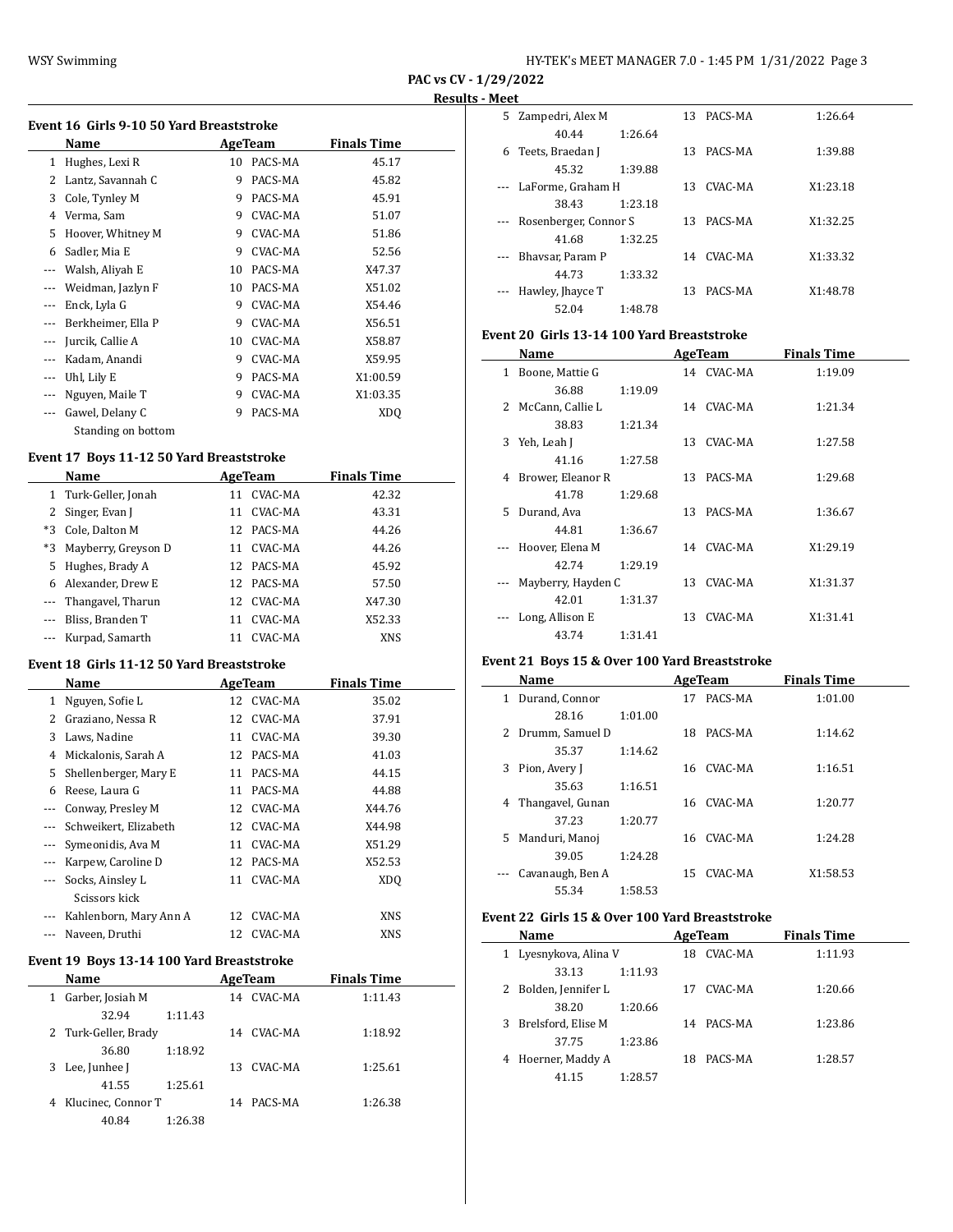**PAC vs CV - 1/29/2022**

**Results - Meet**

### Event 16 Girls 9-10 50 Yard Breaststroke

| | Name | Age | Team | Finals Time |
|---|---|---|---|---|
| 1 | Hughes, Lexi R | 10 | PACS-MA | 45.17 |
| 2 | Lantz, Savannah C | 9 | PACS-MA | 45.82 |
| 3 | Cole, Tynley M | 9 | PACS-MA | 45.91 |
| 4 | Verma, Sam | 9 | CVAC-MA | 51.07 |
| 5 | Hoover, Whitney M | 9 | CVAC-MA | 51.86 |
| 6 | Sadler, Mia E | 9 | CVAC-MA | 52.56 |
| --- | Walsh, Aliyah E | 10 | PACS-MA | X47.37 |
| --- | Weidman, Jazlyn F | 10 | PACS-MA | X51.02 |
| --- | Enck, Lyla G | 9 | CVAC-MA | X54.46 |
| --- | Berkheimer, Ella P | 9 | CVAC-MA | X56.51 |
| --- | Jurcik, Callie A | 10 | CVAC-MA | X58.87 |
| --- | Kadam, Anandi | 9 | CVAC-MA | X59.95 |
| --- | Uhl, Lily E | 9 | PACS-MA | X1:00.59 |
| --- | Nguyen, Maile T | 9 | CVAC-MA | X1:03.35 |
| --- | Gawel, Delany C | 9 | PACS-MA | XDQ |
| | Standing on bottom | | | |

### Event 17 Boys 11-12 50 Yard Breaststroke

| | Name | Age | Team | Finals Time |
|---|---|---|---|---|
| 1 | Turk-Geller, Jonah | 11 | CVAC-MA | 42.32 |
| 2 | Singer, Evan J | 11 | CVAC-MA | 43.31 |
| *3 | Cole, Dalton M | 12 | PACS-MA | 44.26 |
| *3 | Mayberry, Greyson D | 11 | CVAC-MA | 44.26 |
| 5 | Hughes, Brady A | 12 | PACS-MA | 45.92 |
| 6 | Alexander, Drew E | 12 | PACS-MA | 57.50 |
| --- | Thangavel, Tharun | 12 | CVAC-MA | X47.30 |
| --- | Bliss, Branden T | 11 | CVAC-MA | X52.33 |
| --- | Kurpad, Samarth | 11 | CVAC-MA | XNS |

### Event 18 Girls 11-12 50 Yard Breaststroke

| | Name | Age | Team | Finals Time |
|---|---|---|---|---|
| 1 | Nguyen, Sofie L | 12 | CVAC-MA | 35.02 |
| 2 | Graziano, Nessa R | 12 | CVAC-MA | 37.91 |
| 3 | Laws, Nadine | 11 | CVAC-MA | 39.30 |
| 4 | Mickalonis, Sarah A | 12 | PACS-MA | 41.03 |
| 5 | Shellenberger, Mary E | 11 | PACS-MA | 44.15 |
| 6 | Reese, Laura G | 11 | PACS-MA | 44.88 |
| --- | Conway, Presley M | 12 | CVAC-MA | X44.76 |
| --- | Schweikert, Elizabeth | 12 | CVAC-MA | X44.98 |
| --- | Symeonidis, Ava M | 11 | CVAC-MA | X51.29 |
| --- | Karpew, Caroline D | 12 | PACS-MA | X52.53 |
| --- | Socks, Ainsley L | 11 | CVAC-MA | XDQ |
| | Scissors kick | | | |
| --- | Kahlenborn, Mary Ann A | 12 | CVAC-MA | XNS |
| --- | Naveen, Druthi | 12 | CVAC-MA | XNS |

### Event 19 Boys 13-14 100 Yard Breaststroke

| | Name | Age | Team | Finals Time |
|---|---|---|---|---|
| 1 | Garber, Josiah M | 14 | CVAC-MA | 1:11.43 |
| | 32.94 1:11.43 | | | |
| 2 | Turk-Geller, Brady | 14 | CVAC-MA | 1:18.92 |
| | 36.80 1:18.92 | | | |
| 3 | Lee, Junhee J | 13 | CVAC-MA | 1:25.61 |
| | 41.55 1:25.61 | | | |
| 4 | Klucinec, Connor T | 14 | PACS-MA | 1:26.38 |
| | 40.84 1:26.38 | | | |
| 5 | Zampedri, Alex M | 13 | PACS-MA | 1:26.64 |
| | 40.44 1:26.64 | | | |
| 6 | Teets, Braedan J | 13 | PACS-MA | 1:39.88 |
| | 45.32 1:39.88 | | | |
| --- | LaForme, Graham H | 13 | CVAC-MA | X1:23.18 |
| | 38.43 1:23.18 | | | |
| --- | Rosenberger, Connor S | 13 | PACS-MA | X1:32.25 |
| | 41.68 1:32.25 | | | |
| --- | Bhavsar, Param P | 14 | CVAC-MA | X1:33.32 |
| | 44.73 1:33.32 | | | |
| --- | Hawley, Jhayce T | 13 | PACS-MA | X1:48.78 |
| | 52.04 1:48.78 | | | |

### Event 20 Girls 13-14 100 Yard Breaststroke

| | Name | Age | Team | Finals Time |
|---|---|---|---|---|
| 1 | Boone, Mattie G | 14 | CVAC-MA | 1:19.09 |
| | 36.88 1:19.09 | | | |
| 2 | McCann, Callie L | 14 | CVAC-MA | 1:21.34 |
| | 38.83 1:21.34 | | | |
| 3 | Yeh, Leah J | 13 | CVAC-MA | 1:27.58 |
| | 41.16 1:27.58 | | | |
| 4 | Brower, Eleanor R | 13 | PACS-MA | 1:29.68 |
| | 41.78 1:29.68 | | | |
| 5 | Durand, Ava | 13 | PACS-MA | 1:36.67 |
| | 44.81 1:36.67 | | | |
| --- | Hoover, Elena M | 14 | CVAC-MA | X1:29.19 |
| | 42.74 1:29.19 | | | |
| --- | Mayberry, Hayden C | 13 | CVAC-MA | X1:31.37 |
| | 42.01 1:31.37 | | | |
| --- | Long, Allison E | 13 | CVAC-MA | X1:31.41 |
| | 43.74 1:31.41 | | | |

### Event 21 Boys 15 & Over 100 Yard Breaststroke

| | Name | Age | Team | Finals Time |
|---|---|---|---|---|
| 1 | Durand, Connor | 17 | PACS-MA | 1:01.00 |
| | 28.16 1:01.00 | | | |
| 2 | Drumm, Samuel D | 18 | PACS-MA | 1:14.62 |
| | 35.37 1:14.62 | | | |
| 3 | Pion, Avery J | 16 | CVAC-MA | 1:16.51 |
| | 35.63 1:16.51 | | | |
| 4 | Thangavel, Gunan | 16 | CVAC-MA | 1:20.77 |
| | 37.23 1:20.77 | | | |
| 5 | Manduri, Manoj | 16 | CVAC-MA | 1:24.28 |
| | 39.05 1:24.28 | | | |
| --- | Cavanaugh, Ben A | 15 | CVAC-MA | X1:58.53 |
| | 55.34 1:58.53 | | | |

### Event 22 Girls 15 & Over 100 Yard Breaststroke

| | Name | Age | Team | Finals Time |
|---|---|---|---|---|
| 1 | Lyesnykova, Alina V | 18 | CVAC-MA | 1:11.93 |
| | 33.13 1:11.93 | | | |
| 2 | Bolden, Jennifer L | 17 | CVAC-MA | 1:20.66 |
| | 38.20 1:20.66 | | | |
| 3 | Brelsford, Elise M | 14 | PACS-MA | 1:23.86 |
| | 37.75 1:23.86 | | | |
| 4 | Hoerner, Maddy A | 18 | PACS-MA | 1:28.57 |
| | 41.15 1:28.57 | | | |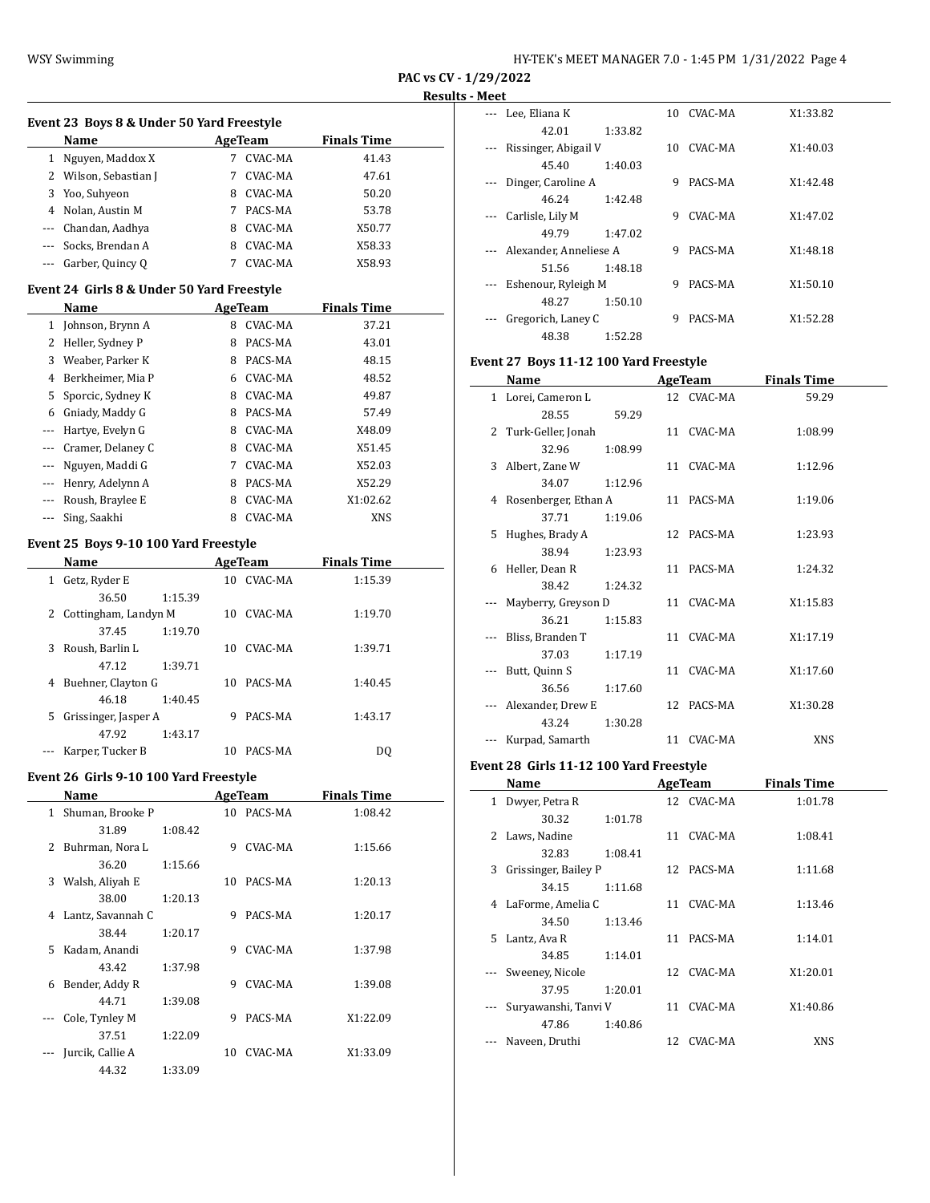**PAC vs CV - 1/29/2022**

**Results - Meet**

### Event 23 Boys 8 & Under 50 Yard Freestyle

| | Name | Age | Team | Finals Time |
|---|---|---|---|---|
| 1 | Nguyen, Maddox X | 7 | CVAC-MA | 41.43 |
| 2 | Wilson, Sebastian J | 7 | CVAC-MA | 47.61 |
| 3 | Yoo, Suhyeon | 8 | CVAC-MA | 50.20 |
| 4 | Nolan, Austin M | 7 | PACS-MA | 53.78 |
| --- | Chandan, Aadhya | 8 | CVAC-MA | X50.77 |
| --- | Socks, Brendan A | 8 | CVAC-MA | X58.33 |
| --- | Garber, Quincy Q | 7 | CVAC-MA | X58.93 |

### Event 24 Girls 8 & Under 50 Yard Freestyle

| | Name | Age | Team | Finals Time |
|---|---|---|---|---|
| 1 | Johnson, Brynn A | 8 | CVAC-MA | 37.21 |
| 2 | Heller, Sydney P | 8 | PACS-MA | 43.01 |
| 3 | Weaber, Parker K | 8 | PACS-MA | 48.15 |
| 4 | Berkheimer, Mia P | 6 | CVAC-MA | 48.52 |
| 5 | Sporcic, Sydney K | 8 | CVAC-MA | 49.87 |
| 6 | Gniady, Maddy G | 8 | PACS-MA | 57.49 |
| --- | Hartye, Evelyn G | 8 | CVAC-MA | X48.09 |
| --- | Cramer, Delaney C | 8 | CVAC-MA | X51.45 |
| --- | Nguyen, Maddi G | 7 | CVAC-MA | X52.03 |
| --- | Henry, Adelynn A | 8 | PACS-MA | X52.29 |
| --- | Roush, Braylee E | 8 | CVAC-MA | X1:02.62 |
| --- | Sing, Saakhi | 8 | CVAC-MA | XNS |

### Event 25 Boys 9-10 100 Yard Freestyle

| | Name | Age | Team | Finals Time |
|---|---|---|---|---|
| 1 | Getz, Ryder E | 10 | CVAC-MA | 1:15.39 |
| | 36.50 1:15.39 | | | |
| 2 | Cottingham, Landyn M | 10 | CVAC-MA | 1:19.70 |
| | 37.45 1:19.70 | | | |
| 3 | Roush, Barlin L | 10 | CVAC-MA | 1:39.71 |
| | 47.12 1:39.71 | | | |
| 4 | Buehner, Clayton G | 10 | PACS-MA | 1:40.45 |
| | 46.18 1:40.45 | | | |
| 5 | Grissinger, Jasper A | 9 | PACS-MA | 1:43.17 |
| | 47.92 1:43.17 | | | |
| --- | Karper, Tucker B | 10 | PACS-MA | DQ |

### Event 26 Girls 9-10 100 Yard Freestyle

| | Name | Age | Team | Finals Time |
|---|---|---|---|---|
| 1 | Shuman, Brooke P | 10 | PACS-MA | 1:08.42 |
| | 31.89 1:08.42 | | | |
| 2 | Buhrman, Nora L | 9 | CVAC-MA | 1:15.66 |
| | 36.20 1:15.66 | | | |
| 3 | Walsh, Aliyah E | 10 | PACS-MA | 1:20.13 |
| | 38.00 1:20.13 | | | |
| 4 | Lantz, Savannah C | 9 | PACS-MA | 1:20.17 |
| | 38.44 1:20.17 | | | |
| 5 | Kadam, Anandi | 9 | CVAC-MA | 1:37.98 |
| | 43.42 1:37.98 | | | |
| 6 | Bender, Addy R | 9 | CVAC-MA | 1:39.08 |
| | 44.71 1:39.08 | | | |
| --- | Cole, Tynley M | 9 | PACS-MA | X1:22.09 |
| | 37.51 1:22.09 | | | |
| --- | Jurcik, Callie A | 10 | CVAC-MA | X1:33.09 |
| | 44.32 1:33.09 | | | |
| --- | Lee, Eliana K | 10 | CVAC-MA | X1:33.82 |
| | 42.01 1:33.82 | | | |
| --- | Rissinger, Abigail V | 10 | CVAC-MA | X1:40.03 |
| | 45.40 1:40.03 | | | |
| --- | Dinger, Caroline A | 9 | PACS-MA | X1:42.48 |
| | 46.24 1:42.48 | | | |
| --- | Carlisle, Lily M | 9 | CVAC-MA | X1:47.02 |
| | 49.79 1:47.02 | | | |
| --- | Alexander, Anneliese A | 9 | PACS-MA | X1:48.18 |
| | 51.56 1:48.18 | | | |
| --- | Eshenour, Ryleigh M | 9 | PACS-MA | X1:50.10 |
| | 48.27 1:50.10 | | | |
| --- | Gregorich, Laney C | 9 | PACS-MA | X1:52.28 |
| | 48.38 1:52.28 | | | |

### Event 27 Boys 11-12 100 Yard Freestyle

| | Name | Age | Team | Finals Time |
|---|---|---|---|---|
| 1 | Lorei, Cameron L | 12 | CVAC-MA | 59.29 |
| | 28.55 59.29 | | | |
| 2 | Turk-Geller, Jonah | 11 | CVAC-MA | 1:08.99 |
| | 32.96 1:08.99 | | | |
| 3 | Albert, Zane W | 11 | CVAC-MA | 1:12.96 |
| | 34.07 1:12.96 | | | |
| 4 | Rosenberger, Ethan A | 11 | PACS-MA | 1:19.06 |
| | 37.71 1:19.06 | | | |
| 5 | Hughes, Brady A | 12 | PACS-MA | 1:23.93 |
| | 38.94 1:23.93 | | | |
| 6 | Heller, Dean R | 11 | PACS-MA | 1:24.32 |
| | 38.42 1:24.32 | | | |
| --- | Mayberry, Greyson D | 11 | CVAC-MA | X1:15.83 |
| | 36.21 1:15.83 | | | |
| --- | Bliss, Branden T | 11 | CVAC-MA | X1:17.19 |
| | 37.03 1:17.19 | | | |
| --- | Butt, Quinn S | 11 | CVAC-MA | X1:17.60 |
| | 36.56 1:17.60 | | | |
| --- | Alexander, Drew E | 12 | PACS-MA | X1:30.28 |
| | 43.24 1:30.28 | | | |
| --- | Kurpad, Samarth | 11 | CVAC-MA | XNS |

### Event 28 Girls 11-12 100 Yard Freestyle

| | Name | Age | Team | Finals Time |
|---|---|---|---|---|
| 1 | Dwyer, Petra R | 12 | CVAC-MA | 1:01.78 |
| | 30.32 1:01.78 | | | |
| 2 | Laws, Nadine | 11 | CVAC-MA | 1:08.41 |
| | 32.83 1:08.41 | | | |
| 3 | Grissinger, Bailey P | 12 | PACS-MA | 1:11.68 |
| | 34.15 1:11.68 | | | |
| 4 | LaForme, Amelia C | 11 | CVAC-MA | 1:13.46 |
| | 34.50 1:13.46 | | | |
| 5 | Lantz, Ava R | 11 | PACS-MA | 1:14.01 |
| | 34.85 1:14.01 | | | |
| --- | Sweeney, Nicole | 12 | CVAC-MA | X1:20.01 |
| | 37.95 1:20.01 | | | |
| --- | Suryawanshi, Tanvi V | 11 | CVAC-MA | X1:40.86 |
| | 47.86 1:40.86 | | | |
| --- | Naveen, Druthi | 12 | CVAC-MA | XNS |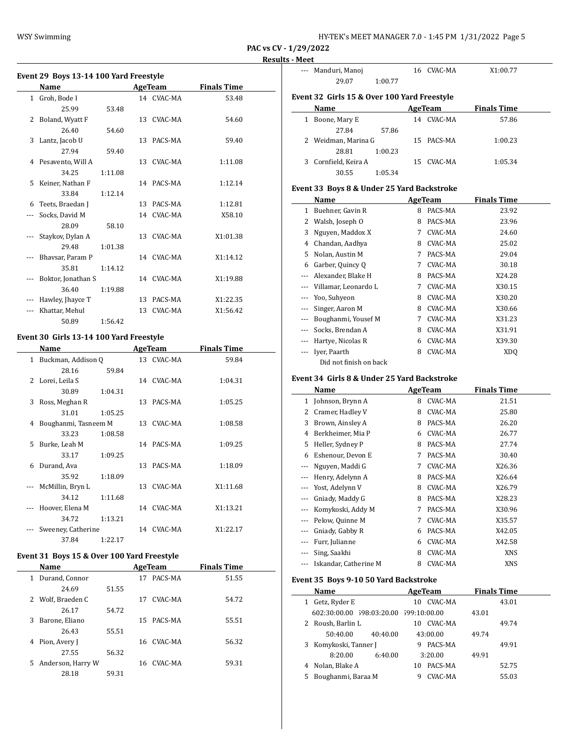**PAC vs CV - 1/29/2022**

**Results - Meet**

### Event 29 Boys 13-14 100 Yard Freestyle

| | Name | Age | Team | Finals Time |
|---|---|---|---|---|
| 1 | Groh, Bode I | 14 | CVAC-MA | 53.48 |
| | 25.99 53.48 | | | |
| 2 | Boland, Wyatt F | 13 | CVAC-MA | 54.60 |
| | 26.40 54.60 | | | |
| 3 | Lantz, Jacob U | 13 | PACS-MA | 59.40 |
| | 27.94 59.40 | | | |
| 4 | Pesavento, Will A | 13 | CVAC-MA | 1:11.08 |
| | 34.25 1:11.08 | | | |
| 5 | Keiner, Nathan F | 14 | PACS-MA | 1:12.14 |
| | 33.84 1:12.14 | | | |
| 6 | Teets, Braedan J | 13 | PACS-MA | 1:12.81 |
| --- | Socks, David M | 14 | CVAC-MA | X58.10 |
| | 28.09 58.10 | | | |
| --- | Staykov, Dylan A | 13 | CVAC-MA | X1:01.38 |
| | 29.48 1:01.38 | | | |
| --- | Bhavsar, Param P | 14 | CVAC-MA | X1:14.12 |
| | 35.81 1:14.12 | | | |
| --- | Boktor, Jonathan S | 14 | CVAC-MA | X1:19.88 |
| | 36.40 1:19.88 | | | |
| --- | Hawley, Jhayce T | 13 | PACS-MA | X1:22.35 |
| --- | Khattar, Mehul | 13 | CVAC-MA | X1:56.42 |
| | 50.89 1:56.42 | | | |

### Event 30 Girls 13-14 100 Yard Freestyle

| | Name | Age | Team | Finals Time |
|---|---|---|---|---|
| 1 | Buckman, Addison Q | 13 | CVAC-MA | 59.84 |
| | 28.16 59.84 | | | |
| 2 | Lorei, Leila S | 14 | CVAC-MA | 1:04.31 |
| | 30.89 1:04.31 | | | |
| 3 | Ross, Meghan R | 13 | PACS-MA | 1:05.25 |
| | 31.01 1:05.25 | | | |
| 4 | Boughanmi, Tasneem M | 13 | CVAC-MA | 1:08.58 |
| | 33.23 1:08.58 | | | |
| 5 | Burke, Leah M | 14 | PACS-MA | 1:09.25 |
| | 33.17 1:09.25 | | | |
| 6 | Durand, Ava | 13 | PACS-MA | 1:18.09 |
| | 35.92 1:18.09 | | | |
| --- | McMillin, Bryn L | 13 | CVAC-MA | X1:11.68 |
| | 34.12 1:11.68 | | | |
| --- | Hoover, Elena M | 14 | CVAC-MA | X1:13.21 |
| | 34.72 1:13.21 | | | |
| --- | Sweeney, Catherine | 14 | CVAC-MA | X1:22.17 |
| | 37.84 1:22.17 | | | |

### Event 31 Boys 15 & Over 100 Yard Freestyle

| | Name | Age | Team | Finals Time |
|---|---|---|---|---|
| 1 | Durand, Connor | 17 | PACS-MA | 51.55 |
| | 24.69 51.55 | | | |
| 2 | Wolf, Braeden C | 17 | CVAC-MA | 54.72 |
| | 26.17 54.72 | | | |
| 3 | Barone, Eliano | 15 | PACS-MA | 55.51 |
| | 26.43 55.51 | | | |
| 4 | Pion, Avery J | 16 | CVAC-MA | 56.32 |
| | 27.55 56.32 | | | |
| 5 | Anderson, Harry W | 16 | CVAC-MA | 59.31 |
| | 28.18 59.31 | | | |
| --- | Manduri, Manoj | 16 | CVAC-MA | X1:00.77 |
| | 29.07 1:00.77 | | | |

### Event 32 Girls 15 & Over 100 Yard Freestyle

| | Name | Age | Team | Finals Time |
|---|---|---|---|---|
| 1 | Boone, Mary E | 14 | CVAC-MA | 57.86 |
| | 27.84 57.86 | | | |
| 2 | Weidman, Marina G | 15 | PACS-MA | 1:00.23 |
| | 28.81 1:00.23 | | | |
| 3 | Cornfield, Keira A | 15 | CVAC-MA | 1:05.34 |
| | 30.55 1:05.34 | | | |

### Event 33 Boys 8 & Under 25 Yard Backstroke

| | Name | Age | Team | Finals Time |
|---|---|---|---|---|
| 1 | Buehner, Gavin R | 8 | PACS-MA | 23.92 |
| 2 | Walsh, Joseph O | 8 | PACS-MA | 23.96 |
| 3 | Nguyen, Maddox X | 7 | CVAC-MA | 24.60 |
| 4 | Chandan, Aadhya | 8 | CVAC-MA | 25.02 |
| 5 | Nolan, Austin M | 7 | PACS-MA | 29.04 |
| 6 | Garber, Quincy Q | 7 | CVAC-MA | 30.18 |
| --- | Alexander, Blake H | 8 | PACS-MA | X24.28 |
| --- | Villamar, Leonardo L | 7 | CVAC-MA | X30.15 |
| --- | Yoo, Suhyeon | 8 | CVAC-MA | X30.20 |
| --- | Singer, Aaron M | 8 | CVAC-MA | X30.66 |
| --- | Boughanmi, Yousef M | 7 | CVAC-MA | X31.23 |
| --- | Socks, Brendan A | 8 | CVAC-MA | X31.91 |
| --- | Hartye, Nicolas R | 6 | CVAC-MA | X39.30 |
| --- | Iyer, Paarth | 8 | CVAC-MA | XDQ |
| | Did not finish on back | | | |

### Event 34 Girls 8 & Under 25 Yard Backstroke

| | Name | Age | Team | Finals Time |
|---|---|---|---|---|
| 1 | Johnson, Brynn A | 8 | CVAC-MA | 21.51 |
| 2 | Cramer, Hadley V | 8 | CVAC-MA | 25.80 |
| 3 | Brown, Ainsley A | 8 | PACS-MA | 26.20 |
| 4 | Berkheimer, Mia P | 6 | CVAC-MA | 26.77 |
| 5 | Heller, Sydney P | 8 | PACS-MA | 27.74 |
| 6 | Eshenour, Devon E | 7 | PACS-MA | 30.40 |
| --- | Nguyen, Maddi G | 7 | CVAC-MA | X26.36 |
| --- | Henry, Adelynn A | 8 | PACS-MA | X26.64 |
| --- | Yost, Adelynn V | 8 | CVAC-MA | X26.79 |
| --- | Gniady, Maddy G | 8 | PACS-MA | X28.23 |
| --- | Komykoski, Addy M | 7 | PACS-MA | X30.96 |
| --- | Pelow, Quinne M | 7 | CVAC-MA | X35.57 |
| --- | Gniady, Gabby R | 6 | PACS-MA | X42.05 |
| --- | Furr, Julianne | 6 | CVAC-MA | X42.58 |
| --- | Sing, Saakhi | 8 | CVAC-MA | XNS |
| --- | Iskandar, Catherine M | 8 | CVAC-MA | XNS |

### Event 35 Boys 9-10 50 Yard Backstroke

| | Name | Age | Team | Finals Time |
|---|---|---|---|---|
| 1 | Getz, Ryder E | 10 | CVAC-MA | 43.01 |
| | 602:30:00.00 598:03:20.00 599:10:00.00 43.01 | | | |
| 2 | Roush, Barlin L | 10 | CVAC-MA | 49.74 |
| | 50:40.00 40:40.00 43:00.00 49.74 | | | |
| 3 | Komykoski, Tanner J | 9 | PACS-MA | 49.91 |
| | 8:20.00 6:40.00 3:20.00 49.91 | | | |
| 4 | Nolan, Blake A | 10 | PACS-MA | 52.75 |
| 5 | Boughanmi, Baraa M | 9 | CVAC-MA | 55.03 |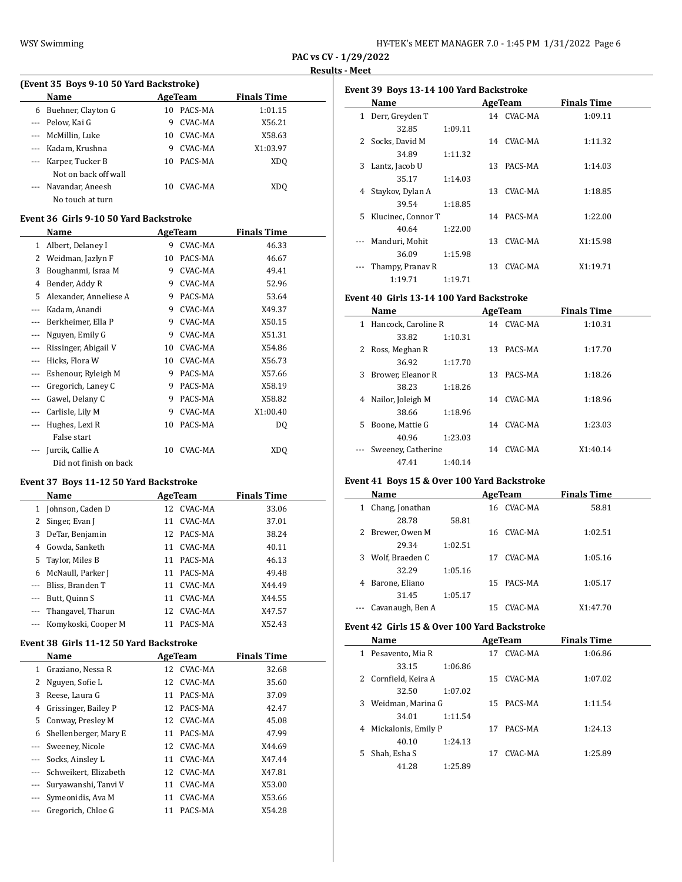## PAC vs CV - 1/29/2022

### Results - Meet

#### (Event 35 Boys 9-10 50 Yard Backstroke)

| | Name | Age | Team | Finals Time |
|---|---|---|---|---|
| 6 | Buehner, Clayton G | 10 | PACS-MA | 1:01.15 |
| --- | Pelow, Kai G | 9 | CVAC-MA | X56.21 |
| --- | McMillin, Luke | 10 | CVAC-MA | X58.63 |
| --- | Kadam, Krushna | 9 | CVAC-MA | X1:03.97 |
| --- | Karper, Tucker B | 10 | PACS-MA | XDQ |
| | Not on back off wall | | | |
| --- | Navandar, Aneesh | 10 | CVAC-MA | XDQ |
| | No touch at turn | | | |

#### Event 36 Girls 9-10 50 Yard Backstroke

| | Name | Age | Team | Finals Time |
|---|---|---|---|---|
| 1 | Albert, Delaney I | 9 | CVAC-MA | 46.33 |
| 2 | Weidman, Jazlyn F | 10 | PACS-MA | 46.67 |
| 3 | Boughanmi, Israa M | 9 | CVAC-MA | 49.41 |
| 4 | Bender, Addy R | 9 | CVAC-MA | 52.96 |
| 5 | Alexander, Anneliese A | 9 | PACS-MA | 53.64 |
| --- | Kadam, Anandi | 9 | CVAC-MA | X49.37 |
| --- | Berkheimer, Ella P | 9 | CVAC-MA | X50.15 |
| --- | Nguyen, Emily G | 9 | CVAC-MA | X51.31 |
| --- | Rissinger, Abigail V | 10 | CVAC-MA | X54.86 |
| --- | Hicks, Flora W | 10 | CVAC-MA | X56.73 |
| --- | Eshenour, Ryleigh M | 9 | PACS-MA | X57.66 |
| --- | Gregorich, Laney C | 9 | PACS-MA | X58.19 |
| --- | Gawel, Delany C | 9 | PACS-MA | X58.82 |
| --- | Carlisle, Lily M | 9 | CVAC-MA | X1:00.40 |
| --- | Hughes, Lexi R | 10 | PACS-MA | DQ |
| | False start | | | |
| --- | Jurcik, Callie A | 10 | CVAC-MA | XDQ |
| | Did not finish on back | | | |

#### Event 37 Boys 11-12 50 Yard Backstroke

| | Name | Age | Team | Finals Time |
|---|---|---|---|---|
| 1 | Johnson, Caden D | 12 | CVAC-MA | 33.06 |
| 2 | Singer, Evan J | 11 | CVAC-MA | 37.01 |
| 3 | DeTar, Benjamin | 12 | PACS-MA | 38.24 |
| 4 | Gowda, Sanketh | 11 | CVAC-MA | 40.11 |
| 5 | Taylor, Miles B | 11 | PACS-MA | 46.13 |
| 6 | McNaull, Parker J | 11 | PACS-MA | 49.48 |
| --- | Bliss, Branden T | 11 | CVAC-MA | X44.49 |
| --- | Butt, Quinn S | 11 | CVAC-MA | X44.55 |
| --- | Thangavel, Tharun | 12 | CVAC-MA | X47.57 |
| --- | Komykoski, Cooper M | 11 | PACS-MA | X52.43 |

#### Event 38 Girls 11-12 50 Yard Backstroke

| | Name | Age | Team | Finals Time |
|---|---|---|---|---|
| 1 | Graziano, Nessa R | 12 | CVAC-MA | 32.68 |
| 2 | Nguyen, Sofie L | 12 | CVAC-MA | 35.60 |
| 3 | Reese, Laura G | 11 | PACS-MA | 37.09 |
| 4 | Grissinger, Bailey P | 12 | PACS-MA | 42.47 |
| 5 | Conway, Presley M | 12 | CVAC-MA | 45.08 |
| 6 | Shellenberger, Mary E | 11 | PACS-MA | 47.99 |
| --- | Sweeney, Nicole | 12 | CVAC-MA | X44.69 |
| --- | Socks, Ainsley L | 11 | CVAC-MA | X47.44 |
| --- | Schweikert, Elizabeth | 12 | CVAC-MA | X47.81 |
| --- | Suryawanshi, Tanvi V | 11 | CVAC-MA | X53.00 |
| --- | Symeonidis, Ava M | 11 | CVAC-MA | X53.66 |
| --- | Gregorich, Chloe G | 11 | PACS-MA | X54.28 |

#### Event 39 Boys 13-14 100 Yard Backstroke

| | Name | Age | Team | Finals Time |
|---|---|---|---|---|
| 1 | Derr, Greyden T | 14 | CVAC-MA | 1:09.11 |
| | 32.85 1:09.11 | | | |
| 2 | Socks, David M | 14 | CVAC-MA | 1:11.32 |
| | 34.89 1:11.32 | | | |
| 3 | Lantz, Jacob U | 13 | PACS-MA | 1:14.03 |
| | 35.17 1:14.03 | | | |
| 4 | Staykov, Dylan A | 13 | CVAC-MA | 1:18.85 |
| | 39.54 1:18.85 | | | |
| 5 | Klucinec, Connor T | 14 | PACS-MA | 1:22.00 |
| | 40.64 1:22.00 | | | |
| --- | Manduri, Mohit | 13 | CVAC-MA | X1:15.98 |
| | 36.09 1:15.98 | | | |
| --- | Thampy, Pranav R | 13 | CVAC-MA | X1:19.71 |
| | 1:19.71 1:19.71 | | | |

#### Event 40 Girls 13-14 100 Yard Backstroke

| | Name | Age | Team | Finals Time |
|---|---|---|---|---|
| 1 | Hancock, Caroline R | 14 | CVAC-MA | 1:10.31 |
| | 33.82 1:10.31 | | | |
| 2 | Ross, Meghan R | 13 | PACS-MA | 1:17.70 |
| | 36.92 1:17.70 | | | |
| 3 | Brower, Eleanor R | 13 | PACS-MA | 1:18.26 |
| | 38.23 1:18.26 | | | |
| 4 | Nailor, Joleigh M | 14 | CVAC-MA | 1:18.96 |
| | 38.66 1:18.96 | | | |
| 5 | Boone, Mattie G | 14 | CVAC-MA | 1:23.03 |
| | 40.96 1:23.03 | | | |
| --- | Sweeney, Catherine | 14 | CVAC-MA | X1:40.14 |
| | 47.41 1:40.14 | | | |

#### Event 41 Boys 15 & Over 100 Yard Backstroke

| | Name | Age | Team | Finals Time |
|---|---|---|---|---|
| 1 | Chang, Jonathan | 16 | CVAC-MA | 58.81 |
| | 28.78 58.81 | | | |
| 2 | Brewer, Owen M | 16 | CVAC-MA | 1:02.51 |
| | 29.34 1:02.51 | | | |
| 3 | Wolf, Braeden C | 17 | CVAC-MA | 1:05.16 |
| | 32.29 1:05.16 | | | |
| 4 | Barone, Eliano | 15 | PACS-MA | 1:05.17 |
| | 31.45 1:05.17 | | | |
| --- | Cavanaugh, Ben A | 15 | CVAC-MA | X1:47.70 |

#### Event 42 Girls 15 & Over 100 Yard Backstroke

| | Name | Age | Team | Finals Time |
|---|---|---|---|---|
| 1 | Pesavento, Mia R | 17 | CVAC-MA | 1:06.86 |
| | 33.15 1:06.86 | | | |
| 2 | Cornfield, Keira A | 15 | CVAC-MA | 1:07.02 |
| | 32.50 1:07.02 | | | |
| 3 | Weidman, Marina G | 15 | PACS-MA | 1:11.54 |
| | 34.01 1:11.54 | | | |
| 4 | Mickalonis, Emily P | 17 | PACS-MA | 1:24.13 |
| | 40.10 1:24.13 | | | |
| 5 | Shah, Esha S | 17 | CVAC-MA | 1:25.89 |
| | 41.28 1:25.89 | | | |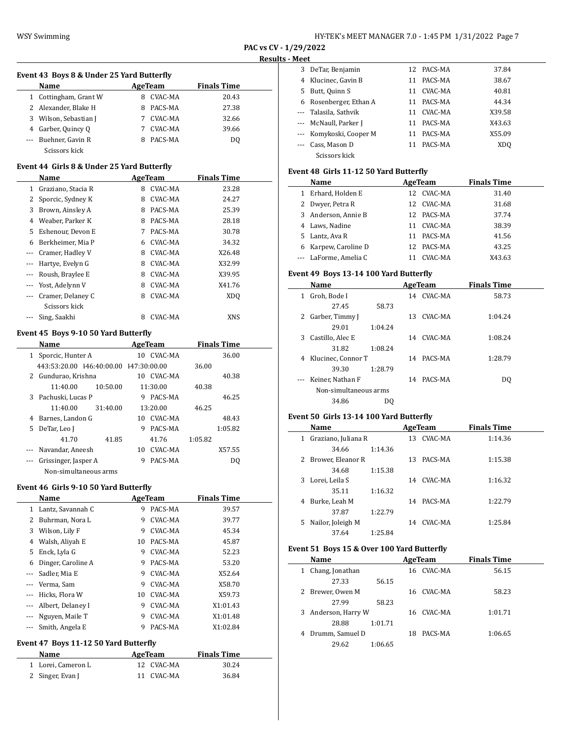PAC vs CV - 1/29/2022

Results - Meet

### Event 43 Boys 8 & Under 25 Yard Butterfly

| | Name | Age | Team | Finals Time |
|---|---|---|---|---|
| 1 | Cottingham, Grant W | 8 | CVAC-MA | 20.43 |
| 2 | Alexander, Blake H | 8 | PACS-MA | 27.38 |
| 3 | Wilson, Sebastian J | 7 | CVAC-MA | 32.66 |
| 4 | Garber, Quincy Q | 7 | CVAC-MA | 39.66 |
| --- | Buehner, Gavin R | 8 | PACS-MA | DQ |
| | Scissors kick | | | |

### Event 44 Girls 8 & Under 25 Yard Butterfly

| | Name | Age | Team | Finals Time |
|---|---|---|---|---|
| 1 | Graziano, Stacia R | 8 | CVAC-MA | 23.28 |
| 2 | Sporcic, Sydney K | 8 | CVAC-MA | 24.27 |
| 3 | Brown, Ainsley A | 8 | PACS-MA | 25.39 |
| 4 | Weaber, Parker K | 8 | PACS-MA | 28.18 |
| 5 | Eshenour, Devon E | 7 | PACS-MA | 30.78 |
| 6 | Berkheimer, Mia P | 6 | CVAC-MA | 34.32 |
| --- | Cramer, Hadley V | 8 | CVAC-MA | X26.48 |
| --- | Hartye, Evelyn G | 8 | CVAC-MA | X32.99 |
| --- | Roush, Braylee E | 8 | CVAC-MA | X39.95 |
| --- | Yost, Adelynn V | 8 | CVAC-MA | X41.76 |
| --- | Cramer, Delaney C | 8 | CVAC-MA | XDQ |
| | Scissors kick | | | |
| --- | Sing, Saakhi | 8 | CVAC-MA | XNS |

### Event 45 Boys 9-10 50 Yard Butterfly

| | Name | Age | Team | Finals Time |
|---|---|---|---|---|
| 1 | Sporcic, Hunter A | 10 | CVAC-MA | 36.00 |
| | 443:53:20.00 I46:40:00.00 I47:30:00.00 36.00 | | | |
| 2 | Gundurao, Krishna | 10 | CVAC-MA | 40.38 |
| | 11:40.00 10:50.00 11:30.00 40.38 | | | |
| 3 | Pachuski, Lucas P | 9 | PACS-MA | 46.25 |
| | 11:40.00 31:40.00 13:20.00 46.25 | | | |
| 4 | Barnes, Landon G | 10 | CVAC-MA | 48.43 |
| 5 | DeTar, Leo J | 9 | PACS-MA | 1:05.82 |
| | 41.70 41.85 41.76 1:05.82 | | | |
| --- | Navandar, Aneesh | 10 | CVAC-MA | X57.55 |
| --- | Grissinger, Jasper A | 9 | PACS-MA | DQ |
| | Non-simultaneous arms | | | |

### Event 46 Girls 9-10 50 Yard Butterfly

| | Name | Age | Team | Finals Time |
|---|---|---|---|---|
| 1 | Lantz, Savannah C | 9 | PACS-MA | 39.57 |
| 2 | Buhrman, Nora L | 9 | CVAC-MA | 39.77 |
| 3 | Wilson, Lily F | 9 | CVAC-MA | 45.34 |
| 4 | Walsh, Aliyah E | 10 | PACS-MA | 45.87 |
| 5 | Enck, Lyla G | 9 | CVAC-MA | 52.23 |
| 6 | Dinger, Caroline A | 9 | PACS-MA | 53.20 |
| --- | Sadler, Mia E | 9 | CVAC-MA | X52.64 |
| --- | Verma, Sam | 9 | CVAC-MA | X58.70 |
| --- | Hicks, Flora W | 10 | CVAC-MA | X59.73 |
| --- | Albert, Delaney I | 9 | CVAC-MA | X1:01.43 |
| --- | Nguyen, Maile T | 9 | CVAC-MA | X1:01.48 |
| --- | Smith, Angela E | 9 | PACS-MA | X1:02.84 |

### Event 47 Boys 11-12 50 Yard Butterfly

| | Name | Age | Team | Finals Time |
|---|---|---|---|---|
| 1 | Lorei, Cameron L | 12 | CVAC-MA | 30.24 |
| 2 | Singer, Evan J | 11 | CVAC-MA | 36.84 |
| 3 | DeTar, Benjamin | 12 | PACS-MA | 37.84 |
| 4 | Klucinec, Gavin B | 11 | PACS-MA | 38.67 |
| 5 | Butt, Quinn S | 11 | CVAC-MA | 40.81 |
| 6 | Rosenberger, Ethan A | 11 | PACS-MA | 44.34 |
| --- | Talasila, Sathvik | 11 | CVAC-MA | X39.58 |
| --- | McNaull, Parker J | 11 | PACS-MA | X43.63 |
| --- | Komykoski, Cooper M | 11 | PACS-MA | X55.09 |
| --- | Cass, Mason D | 11 | PACS-MA | XDQ |
| | Scissors kick | | | |

### Event 48 Girls 11-12 50 Yard Butterfly

| | Name | Age | Team | Finals Time |
|---|---|---|---|---|
| 1 | Erhard, Holden E | 12 | CVAC-MA | 31.40 |
| 2 | Dwyer, Petra R | 12 | CVAC-MA | 31.68 |
| 3 | Anderson, Annie B | 12 | PACS-MA | 37.74 |
| 4 | Laws, Nadine | 11 | CVAC-MA | 38.39 |
| 5 | Lantz, Ava R | 11 | PACS-MA | 41.56 |
| 6 | Karpew, Caroline D | 12 | PACS-MA | 43.25 |
| --- | LaForme, Amelia C | 11 | CVAC-MA | X43.63 |

### Event 49 Boys 13-14 100 Yard Butterfly

| | Name | Age | Team | Finals Time |
|---|---|---|---|---|
| 1 | Groh, Bode I | 14 | CVAC-MA | 58.73 |
| | 27.45 58.73 | | | |
| 2 | Garber, Timmy J | 13 | CVAC-MA | 1:04.24 |
| | 29.01 1:04.24 | | | |
| 3 | Castillo, Alec E | 14 | CVAC-MA | 1:08.24 |
| | 31.82 1:08.24 | | | |
| 4 | Klucinec, Connor T | 14 | PACS-MA | 1:28.79 |
| | 39.30 1:28.79 | | | |
| --- | Keiner, Nathan F | 14 | PACS-MA | DQ |
| | Non-simultaneous arms | | | |
| | 34.86 DQ | | | |

### Event 50 Girls 13-14 100 Yard Butterfly

| | Name | Age | Team | Finals Time |
|---|---|---|---|---|
| 1 | Graziano, Juliana R | 13 | CVAC-MA | 1:14.36 |
| | 34.66 1:14.36 | | | |
| 2 | Brower, Eleanor R | 13 | PACS-MA | 1:15.38 |
| | 34.68 1:15.38 | | | |
| 3 | Lorei, Leila S | 14 | CVAC-MA | 1:16.32 |
| | 35.11 1:16.32 | | | |
| 4 | Burke, Leah M | 14 | PACS-MA | 1:22.79 |
| | 37.87 1:22.79 | | | |
| 5 | Nailor, Joleigh M | 14 | CVAC-MA | 1:25.84 |
| | 37.64 1:25.84 | | | |

### Event 51 Boys 15 & Over 100 Yard Butterfly

| | Name | Age | Team | Finals Time |
|---|---|---|---|---|
| 1 | Chang, Jonathan | 16 | CVAC-MA | 56.15 |
| | 27.33 56.15 | | | |
| 2 | Brewer, Owen M | 16 | CVAC-MA | 58.23 |
| | 27.99 58.23 | | | |
| 3 | Anderson, Harry W | 16 | CVAC-MA | 1:01.71 |
| | 28.88 1:01.71 | | | |
| 4 | Drumm, Samuel D | 18 | PACS-MA | 1:06.65 |
| | 29.62 1:06.65 | | | |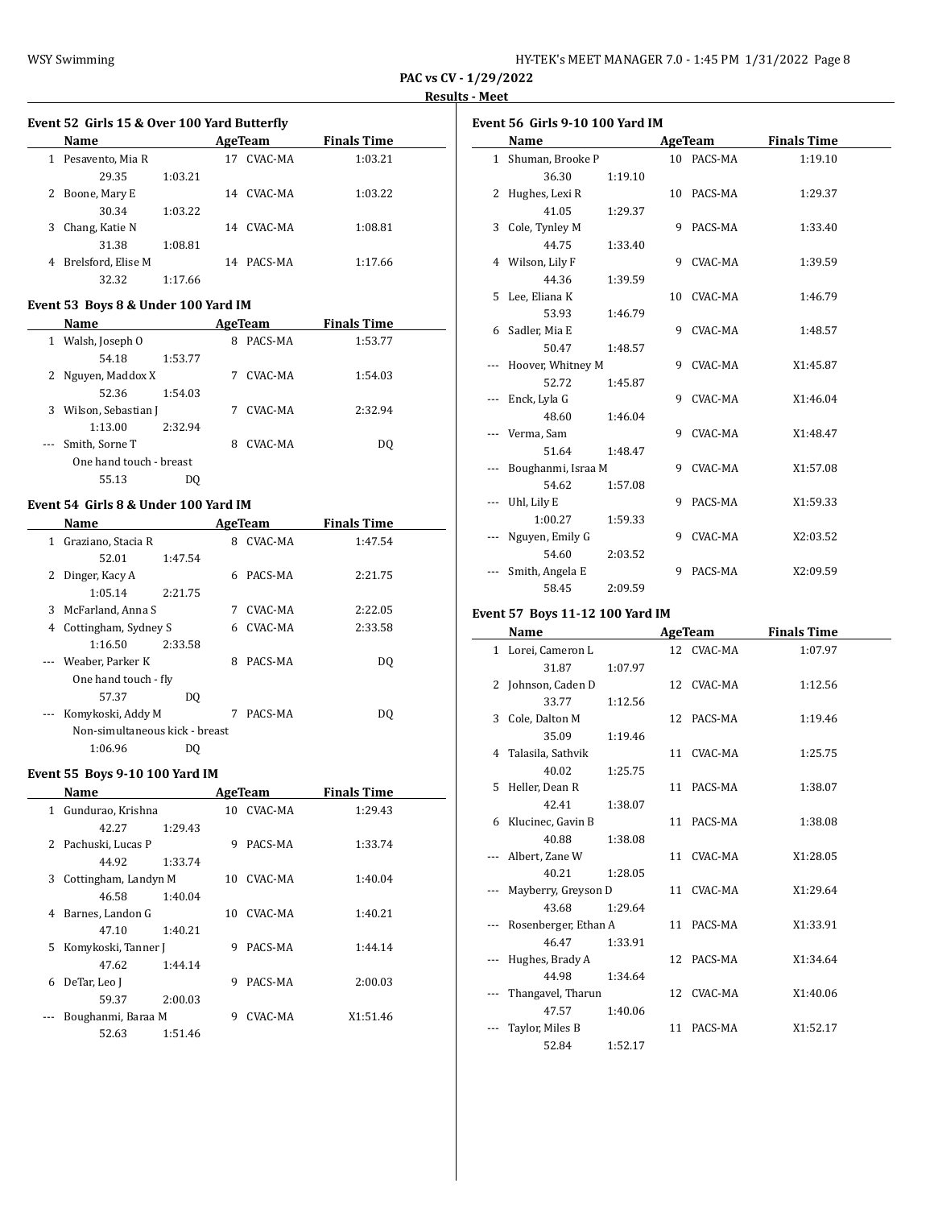PAC vs CV - 1/29/2022

Results - Meet

### Event 52 Girls 15 & Over 100 Yard Butterfly

| | Name | Age | Team | Finals Time |
|---|---|---|---|---|
| 1 | Pesavento, Mia R | 17 | CVAC-MA | 1:03.21 |
| | 29.35 1:03.21 | | | |
| 2 | Boone, Mary E | 14 | CVAC-MA | 1:03.22 |
| | 30.34 1:03.22 | | | |
| 3 | Chang, Katie N | 14 | CVAC-MA | 1:08.81 |
| | 31.38 1:08.81 | | | |
| 4 | Brelsford, Elise M | 14 | PACS-MA | 1:17.66 |
| | 32.32 1:17.66 | | | |

### Event 53 Boys 8 & Under 100 Yard IM

| | Name | Age | Team | Finals Time |
|---|---|---|---|---|
| 1 | Walsh, Joseph O | 8 | PACS-MA | 1:53.77 |
| | 54.18 1:53.77 | | | |
| 2 | Nguyen, Maddox X | 7 | CVAC-MA | 1:54.03 |
| | 52.36 1:54.03 | | | |
| 3 | Wilson, Sebastian J | 7 | CVAC-MA | 2:32.94 |
| | 1:13.00 2:32.94 | | | |
| --- | Smith, Sorne T | 8 | CVAC-MA | DQ |
| | One hand touch - breast | | | |
| | 55.13 DQ | | | |

### Event 54 Girls 8 & Under 100 Yard IM

| | Name | Age | Team | Finals Time |
|---|---|---|---|---|
| 1 | Graziano, Stacia R | 8 | CVAC-MA | 1:47.54 |
| | 52.01 1:47.54 | | | |
| 2 | Dinger, Kacy A | 6 | PACS-MA | 2:21.75 |
| | 1:05.14 2:21.75 | | | |
| 3 | McFarland, Anna S | 7 | CVAC-MA | 2:22.05 |
| 4 | Cottingham, Sydney S | 6 | CVAC-MA | 2:33.58 |
| | 1:16.50 2:33.58 | | | |
| --- | Weaber, Parker K | 8 | PACS-MA | DQ |
| | One hand touch - fly | | | |
| | 57.37 DQ | | | |
| --- | Komykoski, Addy M | 7 | PACS-MA | DQ |
| | Non-simultaneous kick - breast | | | |
| | 1:06.96 DQ | | | |

### Event 55 Boys 9-10 100 Yard IM

| | Name | Age | Team | Finals Time |
|---|---|---|---|---|
| 1 | Gundurao, Krishna | 10 | CVAC-MA | 1:29.43 |
| | 42.27 1:29.43 | | | |
| 2 | Pachuski, Lucas P | 9 | PACS-MA | 1:33.74 |
| | 44.92 1:33.74 | | | |
| 3 | Cottingham, Landyn M | 10 | CVAC-MA | 1:40.04 |
| | 46.58 1:40.04 | | | |
| 4 | Barnes, Landon G | 10 | CVAC-MA | 1:40.21 |
| | 47.10 1:40.21 | | | |
| 5 | Komykoski, Tanner J | 9 | PACS-MA | 1:44.14 |
| | 47.62 1:44.14 | | | |
| 6 | DeTar, Leo J | 9 | PACS-MA | 2:00.03 |
| | 59.37 2:00.03 | | | |
| --- | Boughanmi, Baraa M | 9 | CVAC-MA | X1:51.46 |
| | 52.63 1:51.46 | | | |

### Event 56 Girls 9-10 100 Yard IM

| | Name | Age | Team | Finals Time |
|---|---|---|---|---|
| 1 | Shuman, Brooke P | 10 | PACS-MA | 1:19.10 |
| | 36.30 1:19.10 | | | |
| 2 | Hughes, Lexi R | 10 | PACS-MA | 1:29.37 |
| | 41.05 1:29.37 | | | |
| 3 | Cole, Tynley M | 9 | PACS-MA | 1:33.40 |
| | 44.75 1:33.40 | | | |
| 4 | Wilson, Lily F | 9 | CVAC-MA | 1:39.59 |
| | 44.36 1:39.59 | | | |
| 5 | Lee, Eliana K | 10 | CVAC-MA | 1:46.79 |
| | 53.93 1:46.79 | | | |
| 6 | Sadler, Mia E | 9 | CVAC-MA | 1:48.57 |
| | 50.47 1:48.57 | | | |
| --- | Hoover, Whitney M | 9 | CVAC-MA | X1:45.87 |
| | 52.72 1:45.87 | | | |
| --- | Enck, Lyla G | 9 | CVAC-MA | X1:46.04 |
| | 48.60 1:46.04 | | | |
| --- | Verma, Sam | 9 | CVAC-MA | X1:48.47 |
| | 51.64 1:48.47 | | | |
| --- | Boughanmi, Israa M | 9 | CVAC-MA | X1:57.08 |
| | 54.62 1:57.08 | | | |
| --- | Uhl, Lily E | 9 | PACS-MA | X1:59.33 |
| | 1:00.27 1:59.33 | | | |
| --- | Nguyen, Emily G | 9 | CVAC-MA | X2:03.52 |
| | 54.60 2:03.52 | | | |
| --- | Smith, Angela E | 9 | PACS-MA | X2:09.59 |
| | 58.45 2:09.59 | | | |

### Event 57 Boys 11-12 100 Yard IM

| | Name | Age | Team | Finals Time |
|---|---|---|---|---|
| 1 | Lorei, Cameron L | 12 | CVAC-MA | 1:07.97 |
| | 31.87 1:07.97 | | | |
| 2 | Johnson, Caden D | 12 | CVAC-MA | 1:12.56 |
| | 33.77 1:12.56 | | | |
| 3 | Cole, Dalton M | 12 | PACS-MA | 1:19.46 |
| | 35.09 1:19.46 | | | |
| 4 | Talasila, Sathvik | 11 | CVAC-MA | 1:25.75 |
| | 40.02 1:25.75 | | | |
| 5 | Heller, Dean R | 11 | PACS-MA | 1:38.07 |
| | 42.41 1:38.07 | | | |
| 6 | Klucinec, Gavin B | 11 | PACS-MA | 1:38.08 |
| | 40.88 1:38.08 | | | |
| --- | Albert, Zane W | 11 | CVAC-MA | X1:28.05 |
| | 40.21 1:28.05 | | | |
| --- | Mayberry, Greyson D | 11 | CVAC-MA | X1:29.64 |
| | 43.68 1:29.64 | | | |
| --- | Rosenberger, Ethan A | 11 | PACS-MA | X1:33.91 |
| | 46.47 1:33.91 | | | |
| --- | Hughes, Brady A | 12 | PACS-MA | X1:34.64 |
| | 44.98 1:34.64 | | | |
| --- | Thangavel, Tharun | 12 | CVAC-MA | X1:40.06 |
| | 47.57 1:40.06 | | | |
| --- | Taylor, Miles B | 11 | PACS-MA | X1:52.17 |
| | 52.84 1:52.17 | | | |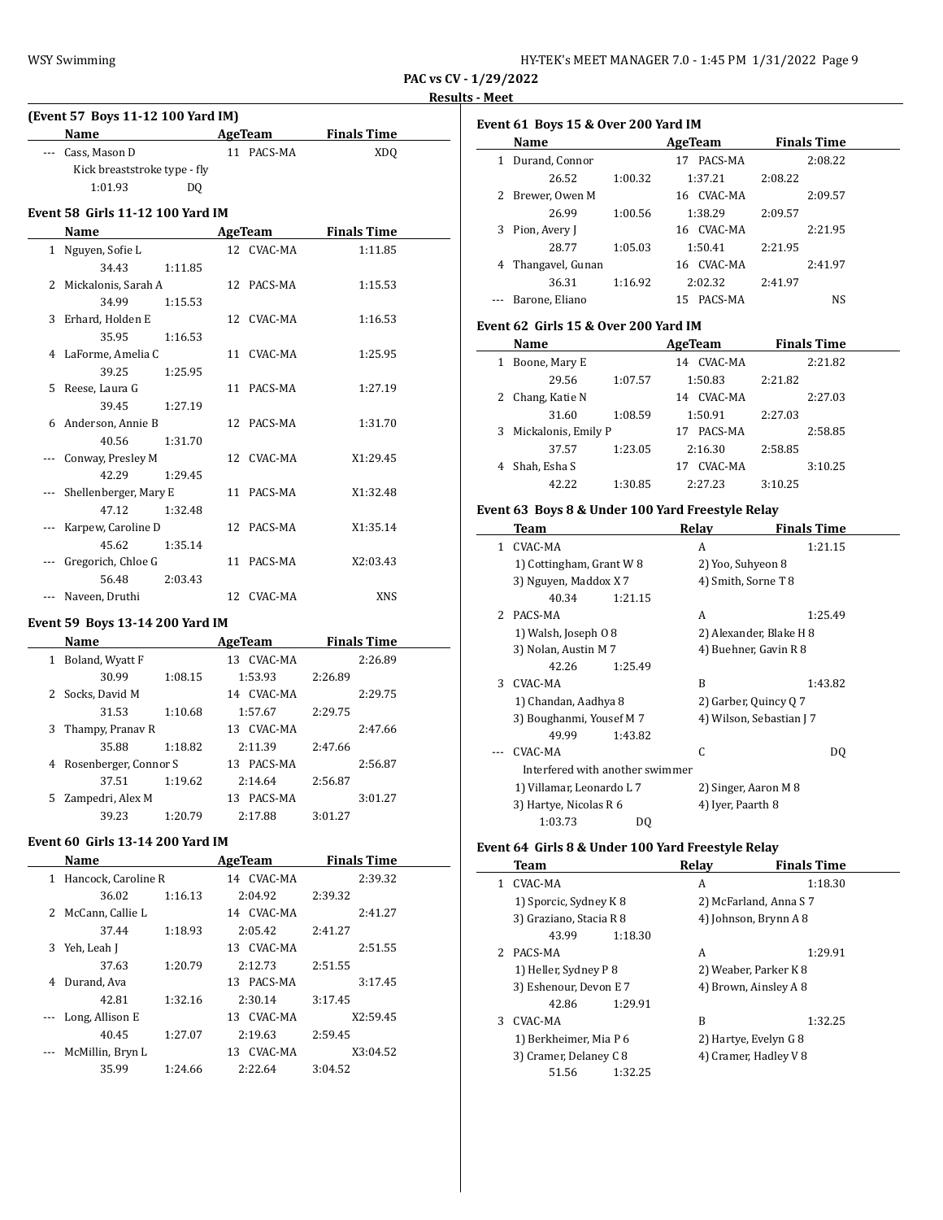PAC vs CV - 1/29/2022

**Results - Meet**

### (Event 57 Boys 11-12 100 Yard IM)

| | Name | Age | Team | Finals Time |
|---|---|---|---|---|
| --- | Cass, Mason D | 11 | PACS-MA | XDQ |

Kick breaststroke type - fly
1:01.93 DQ

### Event 58 Girls 11-12 100 Yard IM

| | Name | Age | Team | Finals Time |
|---|---|---|---|---|
| 1 | Nguyen, Sofie L | 12 | CVAC-MA | 1:11.85 |
| | 34.43 1:11.85 | | | |
| 2 | Mickalonis, Sarah A | 12 | PACS-MA | 1:15.53 |
| | 34.99 1:15.53 | | | |
| 3 | Erhard, Holden E | 12 | CVAC-MA | 1:16.53 |
| | 35.95 1:16.53 | | | |
| 4 | LaForme, Amelia C | 11 | CVAC-MA | 1:25.95 |
| | 39.25 1:25.95 | | | |
| 5 | Reese, Laura G | 11 | PACS-MA | 1:27.19 |
| | 39.45 1:27.19 | | | |
| 6 | Anderson, Annie B | 12 | PACS-MA | 1:31.70 |
| | 40.56 1:31.70 | | | |
| --- | Conway, Presley M | 12 | CVAC-MA | X1:29.45 |
| | 42.29 1:29.45 | | | |
| --- | Shellenberger, Mary E | 11 | PACS-MA | X1:32.48 |
| | 47.12 1:32.48 | | | |
| --- | Karpew, Caroline D | 12 | PACS-MA | X1:35.14 |
| | 45.62 1:35.14 | | | |
| --- | Gregorich, Chloe G | 11 | PACS-MA | X2:03.43 |
| | 56.48 2:03.43 | | | |
| --- | Naveen, Druthi | 12 | CVAC-MA | XNS |

### Event 59 Boys 13-14 200 Yard IM

| | Name | Age | Team | Finals Time |
|---|---|---|---|---|
| 1 | Boland, Wyatt F | 13 | CVAC-MA | 2:26.89 |
| | 30.99 1:08.15 1:53.93 2:26.89 | | | |
| 2 | Socks, David M | 14 | CVAC-MA | 2:29.75 |
| | 31.53 1:10.68 1:57.67 2:29.75 | | | |
| 3 | Thampy, Pranav R | 13 | CVAC-MA | 2:47.66 |
| | 35.88 1:18.82 2:11.39 2:47.66 | | | |
| 4 | Rosenberger, Connor S | 13 | PACS-MA | 2:56.87 |
| | 37.51 1:19.62 2:14.64 2:56.87 | | | |
| 5 | Zampedri, Alex M | 13 | PACS-MA | 3:01.27 |
| | 39.23 1:20.79 2:17.88 3:01.27 | | | |

### Event 60 Girls 13-14 200 Yard IM

| | Name | Age | Team | Finals Time |
|---|---|---|---|---|
| 1 | Hancock, Caroline R | 14 | CVAC-MA | 2:39.32 |
| | 36.02 1:16.13 2:04.92 2:39.32 | | | |
| 2 | McCann, Callie L | 14 | CVAC-MA | 2:41.27 |
| | 37.44 1:18.93 2:05.42 2:41.27 | | | |
| 3 | Yeh, Leah J | 13 | CVAC-MA | 2:51.55 |
| | 37.63 1:20.79 2:12.73 2:51.55 | | | |
| 4 | Durand, Ava | 13 | PACS-MA | 3:17.45 |
| | 42.81 1:32.16 2:30.14 3:17.45 | | | |
| --- | Long, Allison E | 13 | CVAC-MA | X2:59.45 |
| | 40.45 1:27.07 2:19.63 2:59.45 | | | |
| --- | McMillin, Bryn L | 13 | CVAC-MA | X3:04.52 |
| | 35.99 1:24.66 2:22.64 3:04.52 | | | |

### Event 61 Boys 15 & Over 200 Yard IM

| | Name | Age | Team | Finals Time |
|---|---|---|---|---|
| 1 | Durand, Connor | 17 | PACS-MA | 2:08.22 |
| | 26.52 1:00.32 1:37.21 2:08.22 | | | |
| 2 | Brewer, Owen M | 16 | CVAC-MA | 2:09.57 |
| | 26.99 1:00.56 1:38.29 2:09.57 | | | |
| 3 | Pion, Avery J | 16 | CVAC-MA | 2:21.95 |
| | 28.77 1:05.03 1:50.41 2:21.95 | | | |
| 4 | Thangavel, Gunan | 16 | CVAC-MA | 2:41.97 |
| | 36.31 1:16.92 2:02.32 2:41.97 | | | |
| --- | Barone, Eliano | 15 | PACS-MA | NS |

### Event 62 Girls 15 & Over 200 Yard IM

| | Name | Age | Team | Finals Time |
|---|---|---|---|---|
| 1 | Boone, Mary E | 14 | CVAC-MA | 2:21.82 |
| | 29.56 1:07.57 1:50.83 2:21.82 | | | |
| 2 | Chang, Katie N | 14 | CVAC-MA | 2:27.03 |
| | 31.60 1:08.59 1:50.91 2:27.03 | | | |
| 3 | Mickalonis, Emily P | 17 | PACS-MA | 2:58.85 |
| | 37.57 1:23.05 2:16.30 2:58.85 | | | |
| 4 | Shah, Esha S | 17 | CVAC-MA | 3:10.25 |
| | 42.22 1:30.85 2:27.23 3:10.25 | | | |

### Event 63 Boys 8 & Under 100 Yard Freestyle Relay

| | Team | Relay | Finals Time |
|---|---|---|---|
| 1 | CVAC-MA | A | 1:21.15 |
| | 1) Cottingham, Grant W 8; 2) Yoo, Suhyeon 8; 3) Nguyen, Maddox X 7; 4) Smith, Sorne T 8 | | |
| | 40.34 1:21.15 | | |
| 2 | PACS-MA | A | 1:25.49 |
| | 1) Walsh, Joseph O 8; 2) Alexander, Blake H 8; 3) Nolan, Austin M 7; 4) Buehner, Gavin R 8 | | |
| | 42.26 1:25.49 | | |
| 3 | CVAC-MA | B | 1:43.82 |
| | 1) Chandan, Aadhya 8; 2) Garber, Quincy Q 7; 3) Boughanmi, Yousef M 7; 4) Wilson, Sebastian J 7 | | |
| | 49.99 1:43.82 | | |
| --- | CVAC-MA | C | DQ |
| | Interfered with another swimmer | | |
| | 1) Villamar, Leonardo L 7; 2) Singer, Aaron M 8; 3) Hartye, Nicolas R 6; 4) Iyer, Paarth 8 | | |
| | 1:03.73 DQ | | |

### Event 64 Girls 8 & Under 100 Yard Freestyle Relay

| | Team | Relay | Finals Time |
|---|---|---|---|
| 1 | CVAC-MA | A | 1:18.30 |
| | 1) Sporcic, Sydney K 8; 2) McFarland, Anna S 7; 3) Graziano, Stacia R 8; 4) Johnson, Brynn A 8 | | |
| | 43.99 1:18.30 | | |
| 2 | PACS-MA | A | 1:29.91 |
| | 1) Heller, Sydney P 8; 2) Weaber, Parker K 8; 3) Eshenour, Devon E 7; 4) Brown, Ainsley A 8 | | |
| | 42.86 1:29.91 | | |
| 3 | CVAC-MA | B | 1:32.25 |
| | 1) Berkheimer, Mia P 6; 2) Hartye, Evelyn G 8; 3) Cramer, Delaney C 8; 4) Cramer, Hadley V 8 | | |
| | 51.56 1:32.25 | | |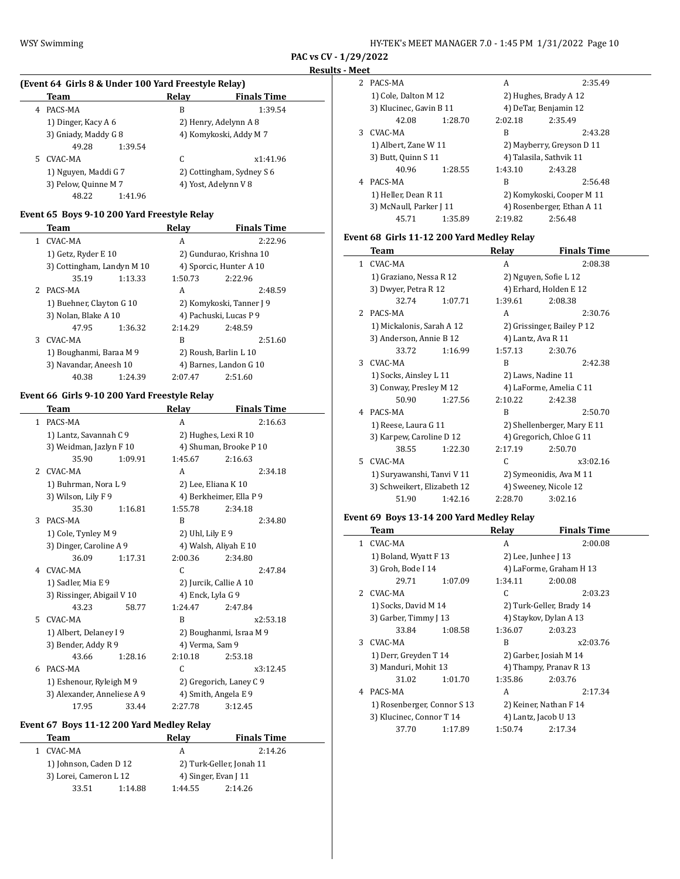**PAC vs CV - 1/29/2022**

**Results - Meet**

### (Event 64 Girls 8 & Under 100 Yard Freestyle Relay)

| | Team | Relay | Finals Time |
|---|---|---|---|
| 4 | PACS-MA | B | 1:39.54 |
| | 1) Dinger, Kacy A 6 | 2) Henry, Adelynn A 8 | |
| | 3) Gniady, Maddy G 8 | 4) Komykoski, Addy M 7 | |
| | 49.28  1:39.54 | | |
| 5 | CVAC-MA | C | x1:41.96 |
| | 1) Nguyen, Maddi G 7 | 2) Cottingham, Sydney S 6 | |
| | 3) Pelow, Quinne M 7 | 4) Yost, Adelynn V 8 | |
| | 48.22  1:41.96 | | |

### Event 65 Boys 9-10 200 Yard Freestyle Relay

| | Team | Relay | Finals Time |
|---|---|---|---|
| 1 | CVAC-MA | A | 2:22.96 |
| | 1) Getz, Ryder E 10 | 2) Gundurao, Krishna 10 | |
| | 3) Cottingham, Landyn M 10 | 4) Sporcic, Hunter A 10 | |
| | 35.19  1:13.33 | 1:50.73  2:22.96 | |
| 2 | PACS-MA | A | 2:48.59 |
| | 1) Buehner, Clayton G 10 | 2) Komykoski, Tanner J 9 | |
| | 3) Nolan, Blake A 10 | 4) Pachuski, Lucas P 9 | |
| | 47.95  1:36.32 | 2:14.29  2:48.59 | |
| 3 | CVAC-MA | B | 2:51.60 |
| | 1) Boughanmi, Baraa M 9 | 2) Roush, Barlin L 10 | |
| | 3) Navandar, Aneesh 10 | 4) Barnes, Landon G 10 | |
| | 40.38  1:24.39 | 2:07.47  2:51.60 | |

### Event 66 Girls 9-10 200 Yard Freestyle Relay

| | Team | Relay | Finals Time |
|---|---|---|---|
| 1 | PACS-MA | A | 2:16.63 |
| | 1) Lantz, Savannah C 9 | 2) Hughes, Lexi R 10 | |
| | 3) Weidman, Jazlyn F 10 | 4) Shuman, Brooke P 10 | |
| | 35.90  1:09.91 | 1:45.67  2:16.63 | |
| 2 | CVAC-MA | A | 2:34.18 |
| | 1) Buhrman, Nora L 9 | 2) Lee, Eliana K 10 | |
| | 3) Wilson, Lily F 9 | 4) Berkheimer, Ella P 9 | |
| | 35.30  1:16.81 | 1:55.78  2:34.18 | |
| 3 | PACS-MA | B | 2:34.80 |
| | 1) Cole, Tynley M 9 | 2) Uhl, Lily E 9 | |
| | 3) Dinger, Caroline A 9 | 4) Walsh, Aliyah E 10 | |
| | 36.09  1:17.31 | 2:00.36  2:34.80 | |
| 4 | CVAC-MA | C | 2:47.84 |
| | 1) Sadler, Mia E 9 | 2) Jurcik, Callie A 10 | |
| | 3) Rissinger, Abigail V 10 | 4) Enck, Lyla G 9 | |
| | 43.23  58.77 | 1:24.47  2:47.84 | |
| 5 | CVAC-MA | B | x2:53.18 |
| | 1) Albert, Delaney I 9 | 2) Boughanmi, Israa M 9 | |
| | 3) Bender, Addy R 9 | 4) Verma, Sam 9 | |
| | 43.66  1:28.16 | 2:10.18  2:53.18 | |
| 6 | PACS-MA | C | x3:12.45 |
| | 1) Eshenour, Ryleigh M 9 | 2) Gregorich, Laney C 9 | |
| | 3) Alexander, Anneliese A 9 | 4) Smith, Angela E 9 | |
| | 17.95  33.44 | 2:27.78  3:12.45 | |

### Event 67 Boys 11-12 200 Yard Medley Relay

| | Team | Relay | Finals Time |
|---|---|---|---|
| 1 | CVAC-MA | A | 2:14.26 |
| | 1) Johnson, Caden D 12 | 2) Turk-Geller, Jonah 11 | |
| | 3) Lorei, Cameron L 12 | 4) Singer, Evan J 11 | |
| | 33.51  1:14.88 | 1:44.55  2:14.26 | |
| 2 | PACS-MA | A | 2:35.49 |
| | 1) Cole, Dalton M 12 | 2) Hughes, Brady A 12 | |
| | 3) Klucinec, Gavin B 11 | 4) DeTar, Benjamin 12 | |
| | 42.08  1:28.70 | 2:02.18  2:35.49 | |
| 3 | CVAC-MA | B | 2:43.28 |
| | 1) Albert, Zane W 11 | 2) Mayberry, Greyson D 11 | |
| | 3) Butt, Quinn S 11 | 4) Talasila, Sathvik 11 | |
| | 40.96  1:28.55 | 1:43.10  2:43.28 | |
| 4 | PACS-MA | B | 2:56.48 |
| | 1) Heller, Dean R 11 | 2) Komykoski, Cooper M 11 | |
| | 3) McNaull, Parker J 11 | 4) Rosenberger, Ethan A 11 | |
| | 45.71  1:35.89 | 2:19.82  2:56.48 | |

### Event 68 Girls 11-12 200 Yard Medley Relay

| | Team | Relay | Finals Time |
|---|---|---|---|
| 1 | CVAC-MA | A | 2:08.38 |
| | 1) Graziano, Nessa R 12 | 2) Nguyen, Sofie L 12 | |
| | 3) Dwyer, Petra R 12 | 4) Erhard, Holden E 12 | |
| | 32.74  1:07.71 | 1:39.61  2:08.38 | |
| 2 | PACS-MA | A | 2:30.76 |
| | 1) Mickalonis, Sarah A 12 | 2) Grissinger, Bailey P 12 | |
| | 3) Anderson, Annie B 12 | 4) Lantz, Ava R 11 | |
| | 33.72  1:16.99 | 1:57.13  2:30.76 | |
| 3 | CVAC-MA | B | 2:42.38 |
| | 1) Socks, Ainsley L 11 | 2) Laws, Nadine 11 | |
| | 3) Conway, Presley M 12 | 4) LaForme, Amelia C 11 | |
| | 50.90  1:27.56 | 2:10.22  2:42.38 | |
| 4 | PACS-MA | B | 2:50.70 |
| | 1) Reese, Laura G 11 | 2) Shellenberger, Mary E 11 | |
| | 3) Karpew, Caroline D 12 | 4) Gregorich, Chloe G 11 | |
| | 38.55  1:22.30 | 2:17.19  2:50.70 | |
| 5 | CVAC-MA | C | x3:02.16 |
| | 1) Suryawanshi, Tanvi V 11 | 2) Symeonidis, Ava M 11 | |
| | 3) Schweikert, Elizabeth 12 | 4) Sweeney, Nicole 12 | |
| | 51.90  1:42.16 | 2:28.70  3:02.16 | |

### Event 69 Boys 13-14 200 Yard Medley Relay

| | Team | Relay | Finals Time |
|---|---|---|---|
| 1 | CVAC-MA | A | 2:00.08 |
| | 1) Boland, Wyatt F 13 | 2) Lee, Junhee J 13 | |
| | 3) Groh, Bode I 14 | 4) LaForme, Graham H 13 | |
| | 29.71  1:07.09 | 1:34.11  2:00.08 | |
| 2 | CVAC-MA | C | 2:03.23 |
| | 1) Socks, David M 14 | 2) Turk-Geller, Brady 14 | |
| | 3) Garber, Timmy J 13 | 4) Staykov, Dylan A 13 | |
| | 33.84  1:08.58 | 1:36.07  2:03.23 | |
| 3 | CVAC-MA | B | x2:03.76 |
| | 1) Derr, Greyden T 14 | 2) Garber, Josiah M 14 | |
| | 3) Manduri, Mohit 13 | 4) Thampy, Pranav R 13 | |
| | 31.02  1:01.70 | 1:35.86  2:03.76 | |
| 4 | PACS-MA | A | 2:17.34 |
| | 1) Rosenberger, Connor S 13 | 2) Keiner, Nathan F 14 | |
| | 3) Klucinec, Connor T 14 | 4) Lantz, Jacob U 13 | |
| | 37.70  1:17.89 | 1:50.74  2:17.34 | |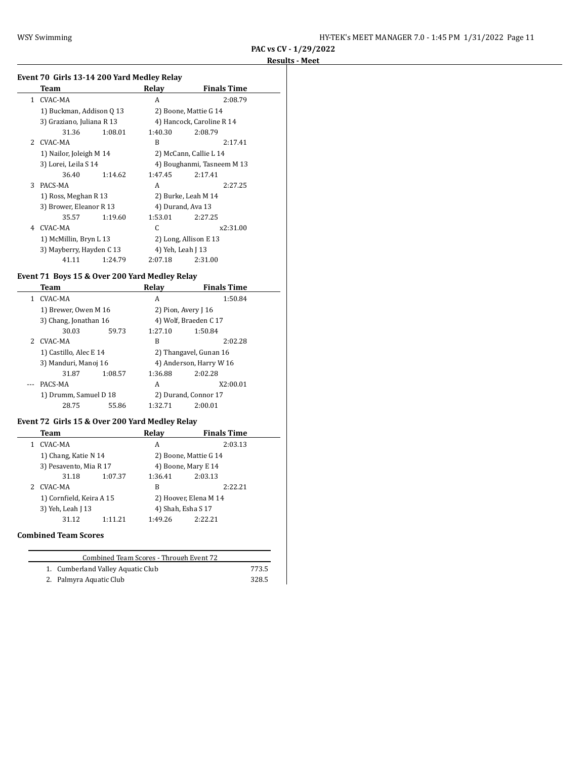**PAC vs CV - 1/29/2022**

**Results - Meet**

### Event 70 Girls 13-14 200 Yard Medley Relay

| | Team | Relay | Finals Time |
|---|---|---|---|
| 1 | CVAC-MA | A | 2:08.79 |
| | 1) Buckman, Addison Q 13 | 2) Boone, Mattie G 14 | |
| | 3) Graziano, Juliana R 13 | 4) Hancock, Caroline R 14 | |
| | 31.36    1:08.01 | 1:40.30 | 2:08.79 |
| 2 | CVAC-MA | B | 2:17.41 |
| | 1) Nailor, Joleigh M 14 | 2) McCann, Callie L 14 | |
| | 3) Lorei, Leila S 14 | 4) Boughanmi, Tasneem M 13 | |
| | 36.40    1:14.62 | 1:47.45 | 2:17.41 |
| 3 | PACS-MA | A | 2:27.25 |
| | 1) Ross, Meghan R 13 | 2) Burke, Leah M 14 | |
| | 3) Brower, Eleanor R 13 | 4) Durand, Ava 13 | |
| | 35.57    1:19.60 | 1:53.01 | 2:27.25 |
| 4 | CVAC-MA | C | x2:31.00 |
| | 1) McMillin, Bryn L 13 | 2) Long, Allison E 13 | |
| | 3) Mayberry, Hayden C 13 | 4) Yeh, Leah J 13 | |
| | 41.11    1:24.79 | 2:07.18 | 2:31.00 |

### Event 71 Boys 15 & Over 200 Yard Medley Relay

| | Team | Relay | Finals Time |
|---|---|---|---|
| 1 | CVAC-MA | A | 1:50.84 |
| | 1) Brewer, Owen M 16 | 2) Pion, Avery J 16 | |
| | 3) Chang, Jonathan 16 | 4) Wolf, Braeden C 17 | |
| | 30.03    59.73 | 1:27.10 | 1:50.84 |
| 2 | CVAC-MA | B | 2:02.28 |
| | 1) Castillo, Alec E 14 | 2) Thangavel, Gunan 16 | |
| | 3) Manduri, Manoj 16 | 4) Anderson, Harry W 16 | |
| | 31.87    1:08.57 | 1:36.88 | 2:02.28 |
| --- | PACS-MA | A | X2:00.01 |
| | 1) Drumm, Samuel D 18 | 2) Durand, Connor 17 | |
| | 28.75    55.86 | 1:32.71 | 2:00.01 |

### Event 72 Girls 15 & Over 200 Yard Medley Relay

| | Team | Relay | Finals Time |
|---|---|---|---|
| 1 | CVAC-MA | A | 2:03.13 |
| | 1) Chang, Katie N 14 | 2) Boone, Mattie G 14 | |
| | 3) Pesavento, Mia R 17 | 4) Boone, Mary E 14 | |
| | 31.18    1:07.37 | 1:36.41 | 2:03.13 |
| 2 | CVAC-MA | B | 2:22.21 |
| | 1) Cornfield, Keira A 15 | 2) Hoover, Elena M 14 | |
| | 3) Yeh, Leah J 13 | 4) Shah, Esha S 17 | |
| | 31.12    1:11.21 | 1:49.26 | 2:22.21 |

### Combined Team Scores

| Combined Team Scores - Through Event 72 | |
|---|---|
| 1. Cumberland Valley Aquatic Club | 773.5 |
| 2. Palmyra Aquatic Club | 328.5 |